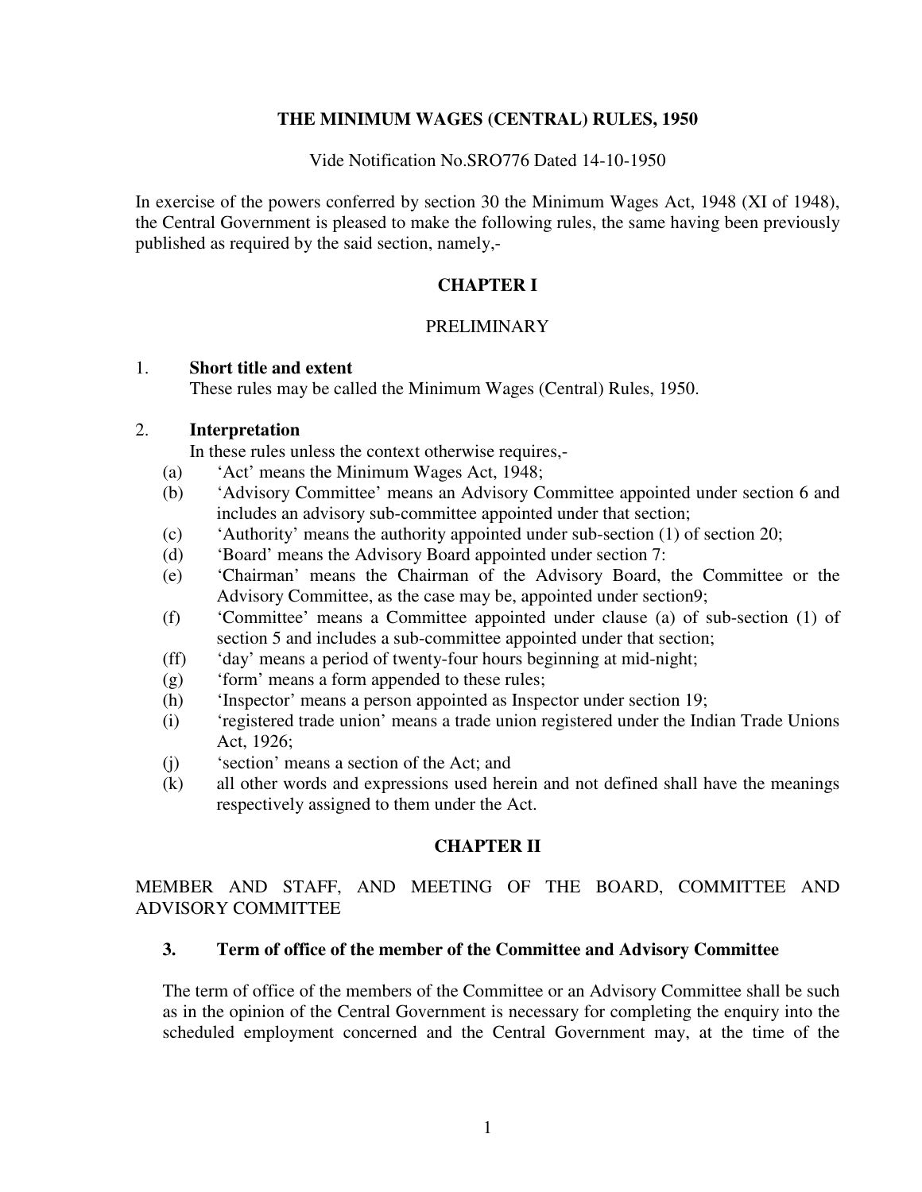# THE MINIMUM WAGES (CENTRAL) RULES, 1950

Vide Notification No.SRO776 Dated 14-10-1950

In exercise of the powers conferred by section 30 the Minimum Wages Act, 1948 (XI of 1948), the Central Government is pleased to make the following rules, the same having been previously published as required by the said section, namely,-

## CHAPTER I

### PRELIMINARY

1. **Short title and extent**

   These rules may be called the Minimum Wages (Central) Rules, 1950.

2. **Interpretation**

   In these rules unless the context otherwise requires,-

   (a) 'Act' means the Minimum Wages Act, 1948;

   (b) 'Advisory Committee' means an Advisory Committee appointed under section 6 and includes an advisory sub-committee appointed under that section;

   (c) 'Authority' means the authority appointed under sub-section (1) of section 20;

   (d) 'Board' means the Advisory Board appointed under section 7:

   (e) 'Chairman' means the Chairman of the Advisory Board, the Committee or the Advisory Committee, as the case may be, appointed under section9;

   (f) 'Committee' means a Committee appointed under clause (a) of sub-section (1) of section 5 and includes a sub-committee appointed under that section;

   (ff) 'day' means a period of twenty-four hours beginning at mid-night;

   (g) 'form' means a form appended to these rules;

   (h) 'Inspector' means a person appointed as Inspector under section 19;

   (i) 'registered trade union' means a trade union registered under the Indian Trade Unions Act, 1926;

   (j) 'section' means a section of the Act; and

   (k) all other words and expressions used herein and not defined shall have the meanings respectively assigned to them under the Act.

## CHAPTER II

### MEMBER AND STAFF, AND MEETING OF THE BOARD, COMMITTEE AND ADVISORY COMMITTEE

**3. Term of office of the member of the Committee and Advisory Committee**

The term of office of the members of the Committee or an Advisory Committee shall be such as in the opinion of the Central Government is necessary for completing the enquiry into the scheduled employment concerned and the Central Government may, at the time of the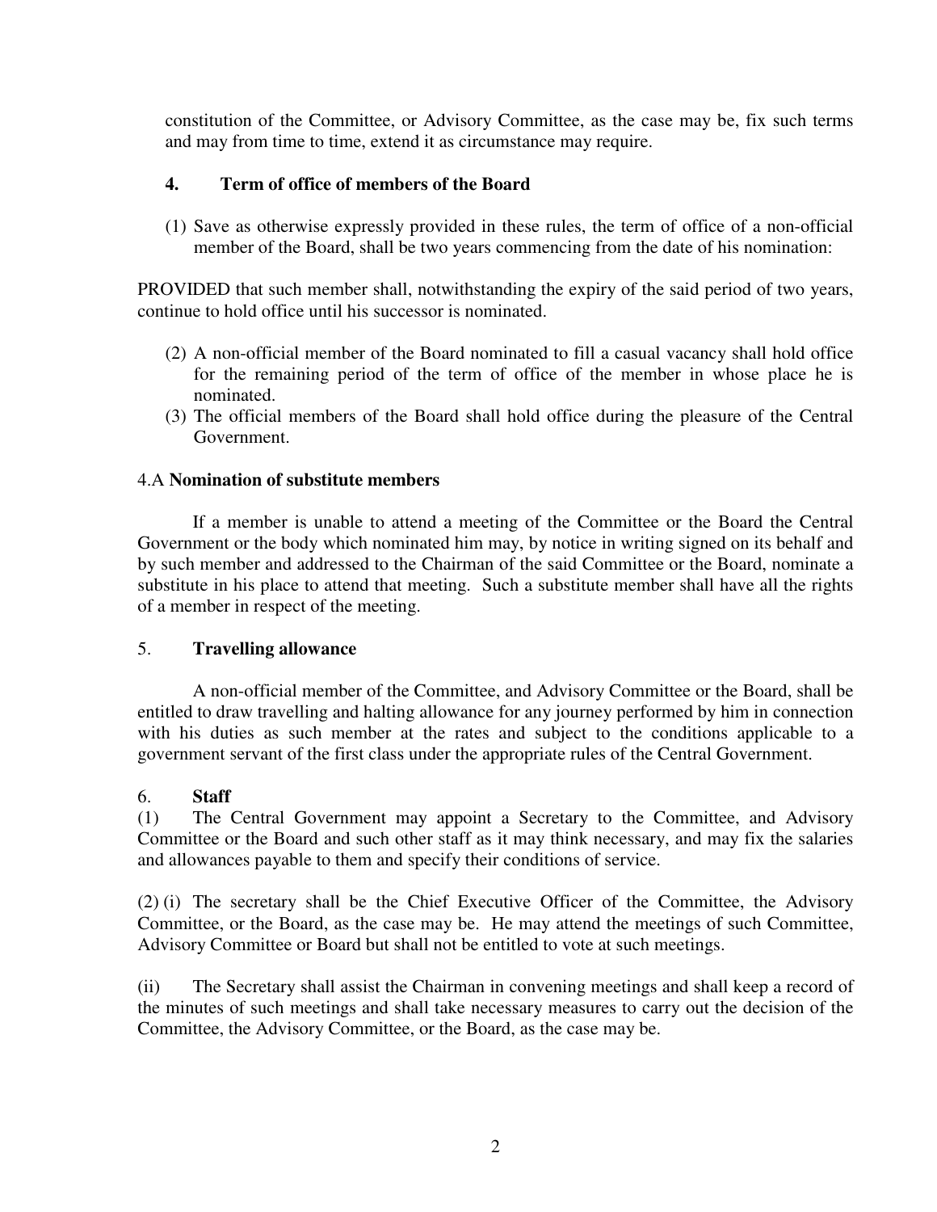constitution of the Committee, or Advisory Committee, as the case may be, fix such terms and may from time to time, extend it as circumstance may require.

### 4. Term of office of members of the Board

(1) Save as otherwise expressly provided in these rules, the term of office of a non-official member of the Board, shall be two years commencing from the date of his nomination:

PROVIDED that such member shall, notwithstanding the expiry of the said period of two years, continue to hold office until his successor is nominated.

(2) A non-official member of the Board nominated to fill a casual vacancy shall hold office for the remaining period of the term of office of the member in whose place he is nominated.

(3) The official members of the Board shall hold office during the pleasure of the Central Government.

### 4.A Nomination of substitute members

If a member is unable to attend a meeting of the Committee or the Board the Central Government or the body which nominated him may, by notice in writing signed on its behalf and by such member and addressed to the Chairman of the said Committee or the Board, nominate a substitute in his place to attend that meeting. Such a substitute member shall have all the rights of a member in respect of the meeting.

### 5. Travelling allowance

A non-official member of the Committee, and Advisory Committee or the Board, shall be entitled to draw travelling and halting allowance for any journey performed by him in connection with his duties as such member at the rates and subject to the conditions applicable to a government servant of the first class under the appropriate rules of the Central Government.

### 6. Staff

(1) The Central Government may appoint a Secretary to the Committee, and Advisory Committee or the Board and such other staff as it may think necessary, and may fix the salaries and allowances payable to them and specify their conditions of service.

(2) (i) The secretary shall be the Chief Executive Officer of the Committee, the Advisory Committee, or the Board, as the case may be. He may attend the meetings of such Committee, Advisory Committee or Board but shall not be entitled to vote at such meetings.

(ii) The Secretary shall assist the Chairman in convening meetings and shall keep a record of the minutes of such meetings and shall take necessary measures to carry out the decision of the Committee, the Advisory Committee, or the Board, as the case may be.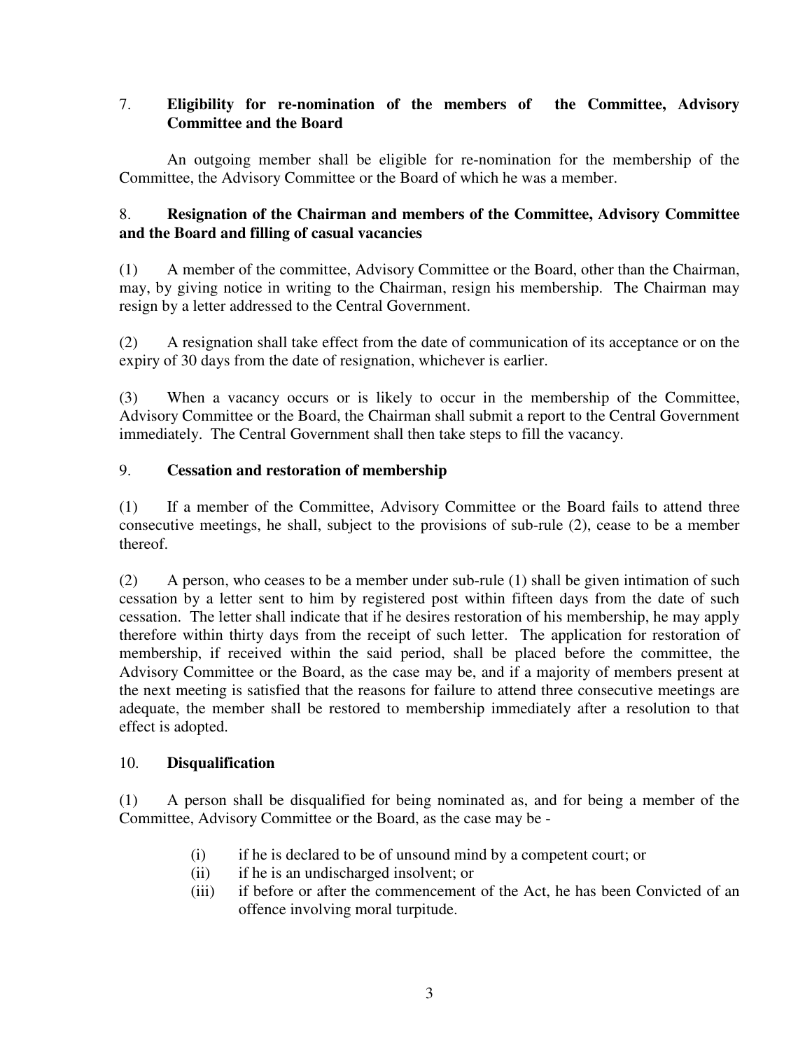## 7. Eligibility for re-nomination of the members of the Committee, Advisory Committee and the Board

An outgoing member shall be eligible for re-nomination for the membership of the Committee, the Advisory Committee or the Board of which he was a member.

## 8. Resignation of the Chairman and members of the Committee, Advisory Committee and the Board and filling of casual vacancies

(1) A member of the committee, Advisory Committee or the Board, other than the Chairman, may, by giving notice in writing to the Chairman, resign his membership. The Chairman may resign by a letter addressed to the Central Government.

(2) A resignation shall take effect from the date of communication of its acceptance or on the expiry of 30 days from the date of resignation, whichever is earlier.

(3) When a vacancy occurs or is likely to occur in the membership of the Committee, Advisory Committee or the Board, the Chairman shall submit a report to the Central Government immediately. The Central Government shall then take steps to fill the vacancy.

## 9. Cessation and restoration of membership

(1) If a member of the Committee, Advisory Committee or the Board fails to attend three consecutive meetings, he shall, subject to the provisions of sub-rule (2), cease to be a member thereof.

(2) A person, who ceases to be a member under sub-rule (1) shall be given intimation of such cessation by a letter sent to him by registered post within fifteen days from the date of such cessation. The letter shall indicate that if he desires restoration of his membership, he may apply therefore within thirty days from the receipt of such letter. The application for restoration of membership, if received within the said period, shall be placed before the committee, the Advisory Committee or the Board, as the case may be, and if a majority of members present at the next meeting is satisfied that the reasons for failure to attend three consecutive meetings are adequate, the member shall be restored to membership immediately after a resolution to that effect is adopted.

## 10. Disqualification

(1) A person shall be disqualified for being nominated as, and for being a member of the Committee, Advisory Committee or the Board, as the case may be -

- (i) if he is declared to be of unsound mind by a competent court; or
- (ii) if he is an undischarged insolvent; or
- (iii) if before or after the commencement of the Act, he has been Convicted of an offence involving moral turpitude.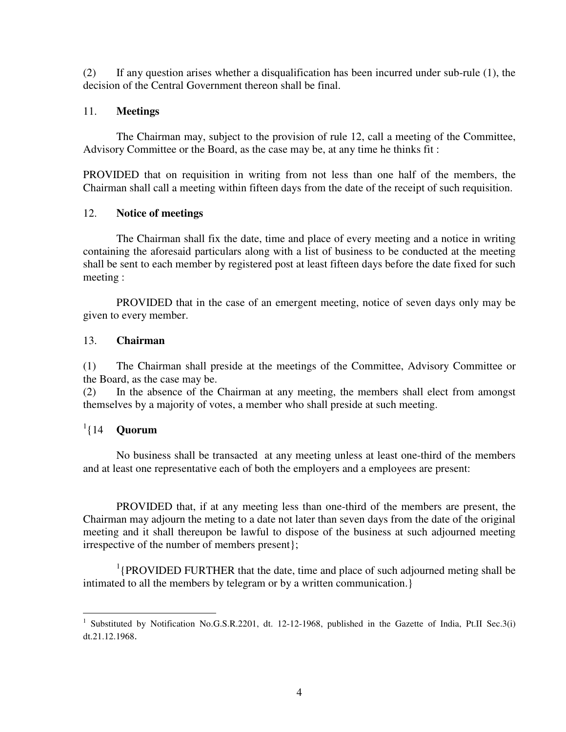(2) If any question arises whether a disqualification has been incurred under sub-rule (1), the decision of the Central Government thereon shall be final.

11. **Meetings**

The Chairman may, subject to the provision of rule 12, call a meeting of the Committee, Advisory Committee or the Board, as the case may be, at any time he thinks fit :

PROVIDED that on requisition in writing from not less than one half of the members, the Chairman shall call a meeting within fifteen days from the date of the receipt of such requisition.

12. **Notice of meetings**

The Chairman shall fix the date, time and place of every meeting and a notice in writing containing the aforesaid particulars along with a list of business to be conducted at the meeting shall be sent to each member by registered post at least fifteen days before the date fixed for such meeting :

PROVIDED that in the case of an emergent meeting, notice of seven days only may be given to every member.

13. **Chairman**

(1) The Chairman shall preside at the meetings of the Committee, Advisory Committee or the Board, as the case may be.

(2) In the absence of the Chairman at any meeting, the members shall elect from amongst themselves by a majority of votes, a member who shall preside at such meeting.

[1]{14 **Quorum**

No business shall be transacted at any meeting unless at least one-third of the members and at least one representative each of both the employers and a employees are present:

PROVIDED that, if at any meeting less than one-third of the members are present, the Chairman may adjourn the meting to a date not later than seven days from the date of the original meeting and it shall thereupon be lawful to dispose of the business at such adjourned meeting irrespective of the number of members present};

[1]{PROVIDED FURTHER that the date, time and place of such adjourned meting shall be intimated to all the members by telegram or by a written communication.}

---

[1] Substituted by Notification No.G.S.R.2201, dt. 12-12-1968, published in the Gazette of India, Pt.II Sec.3(i) dt.21.12.1968.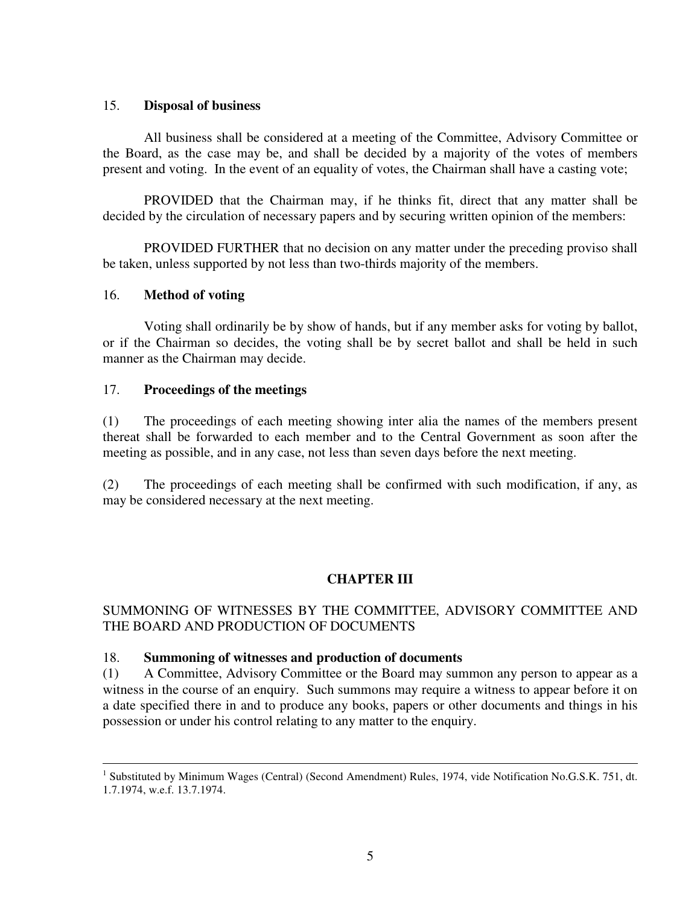### 15. **Disposal of business**

All business shall be considered at a meeting of the Committee, Advisory Committee or the Board, as the case may be, and shall be decided by a majority of the votes of members present and voting. In the event of an equality of votes, the Chairman shall have a casting vote;

PROVIDED that the Chairman may, if he thinks fit, direct that any matter shall be decided by the circulation of necessary papers and by securing written opinion of the members:

PROVIDED FURTHER that no decision on any matter under the preceding proviso shall be taken, unless supported by not less than two-thirds majority of the members.

### 16. **Method of voting**

Voting shall ordinarily be by show of hands, but if any member asks for voting by ballot, or if the Chairman so decides, the voting shall be by secret ballot and shall be held in such manner as the Chairman may decide.

### 17. **Proceedings of the meetings**

(1) The proceedings of each meeting showing inter alia the names of the members present thereat shall be forwarded to each member and to the Central Government as soon after the meeting as possible, and in any case, not less than seven days before the next meeting.

(2) The proceedings of each meeting shall be confirmed with such modification, if any, as may be considered necessary at the next meeting.

## CHAPTER III

SUMMONING OF WITNESSES BY THE COMMITTEE, ADVISORY COMMITTEE AND THE BOARD AND PRODUCTION OF DOCUMENTS

### 18. **Summoning of witnesses and production of documents**

(1) A Committee, Advisory Committee or the Board may summon any person to appear as a witness in the course of an enquiry. Such summons may require a witness to appear before it on a date specified there in and to produce any books, papers or other documents and things in his possession or under his control relating to any matter to the enquiry.

---

[1] Substituted by Minimum Wages (Central) (Second Amendment) Rules, 1974, vide Notification No.G.S.K. 751, dt. 1.7.1974, w.e.f. 13.7.1974.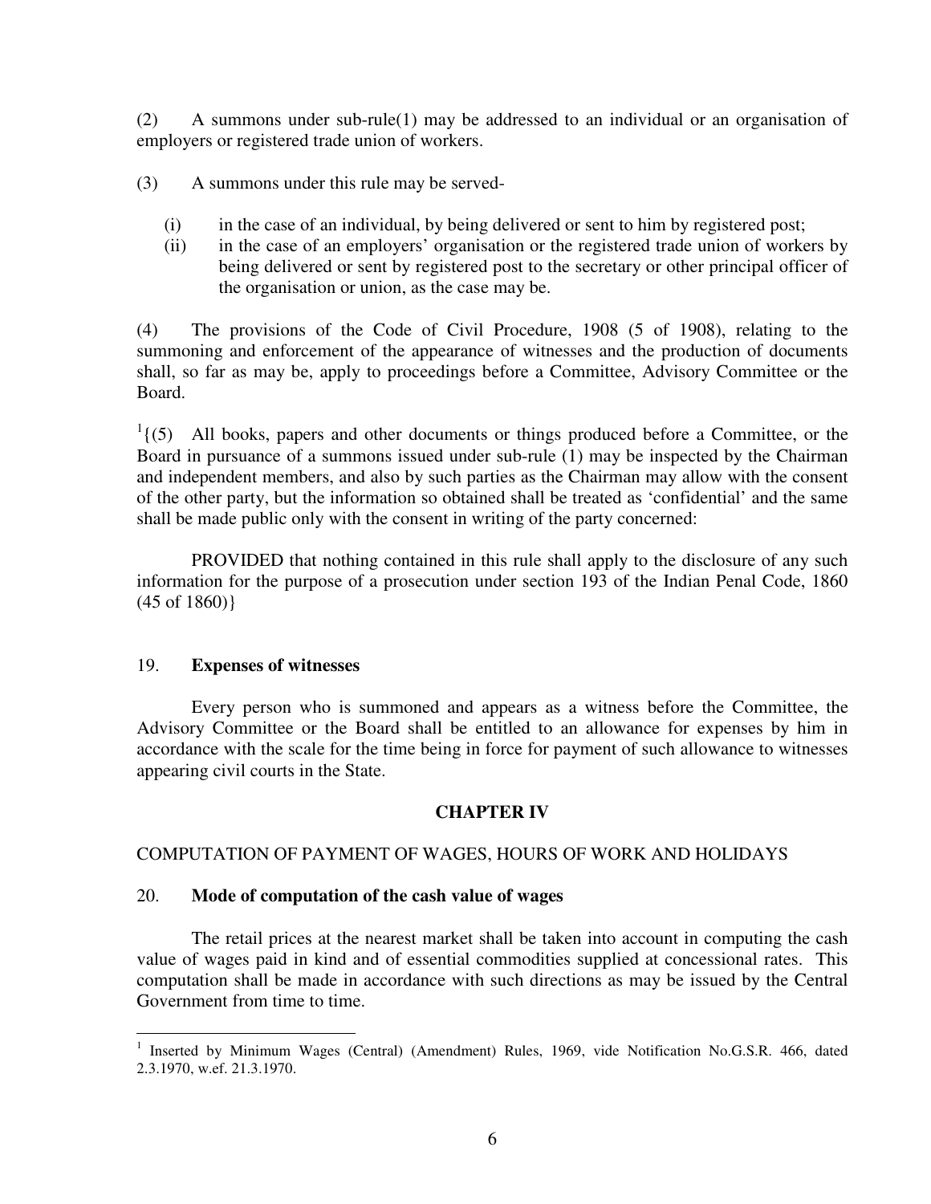(2) A summons under sub-rule(1) may be addressed to an individual or an organisation of employers or registered trade union of workers.

(3) A summons under this rule may be served-

(i) in the case of an individual, by being delivered or sent to him by registered post;
(ii) in the case of an employers' organisation or the registered trade union of workers by being delivered or sent by registered post to the secretary or other principal officer of the organisation or union, as the case may be.

(4) The provisions of the Code of Civil Procedure, 1908 (5 of 1908), relating to the summoning and enforcement of the appearance of witnesses and the production of documents shall, so far as may be, apply to proceedings before a Committee, Advisory Committee or the Board.

[1]{(5) All books, papers and other documents or things produced before a Committee, or the Board in pursuance of a summons issued under sub-rule (1) may be inspected by the Chairman and independent members, and also by such parties as the Chairman may allow with the consent of the other party, but the information so obtained shall be treated as 'confidential' and the same shall be made public only with the consent in writing of the party concerned:

PROVIDED that nothing contained in this rule shall apply to the disclosure of any such information for the purpose of a prosecution under section 193 of the Indian Penal Code, 1860 (45 of 1860)}

19. **Expenses of witnesses**

Every person who is summoned and appears as a witness before the Committee, the Advisory Committee or the Board shall be entitled to an allowance for expenses by him in accordance with the scale for the time being in force for payment of such allowance to witnesses appearing civil courts in the State.

## CHAPTER IV

COMPUTATION OF PAYMENT OF WAGES, HOURS OF WORK AND HOLIDAYS

20. **Mode of computation of the cash value of wages**

The retail prices at the nearest market shall be taken into account in computing the cash value of wages paid in kind and of essential commodities supplied at concessional rates. This computation shall be made in accordance with such directions as may be issued by the Central Government from time to time.

---

[1] Inserted by Minimum Wages (Central) (Amendment) Rules, 1969, vide Notification No.G.S.R. 466, dated 2.3.1970, w.ef. 21.3.1970.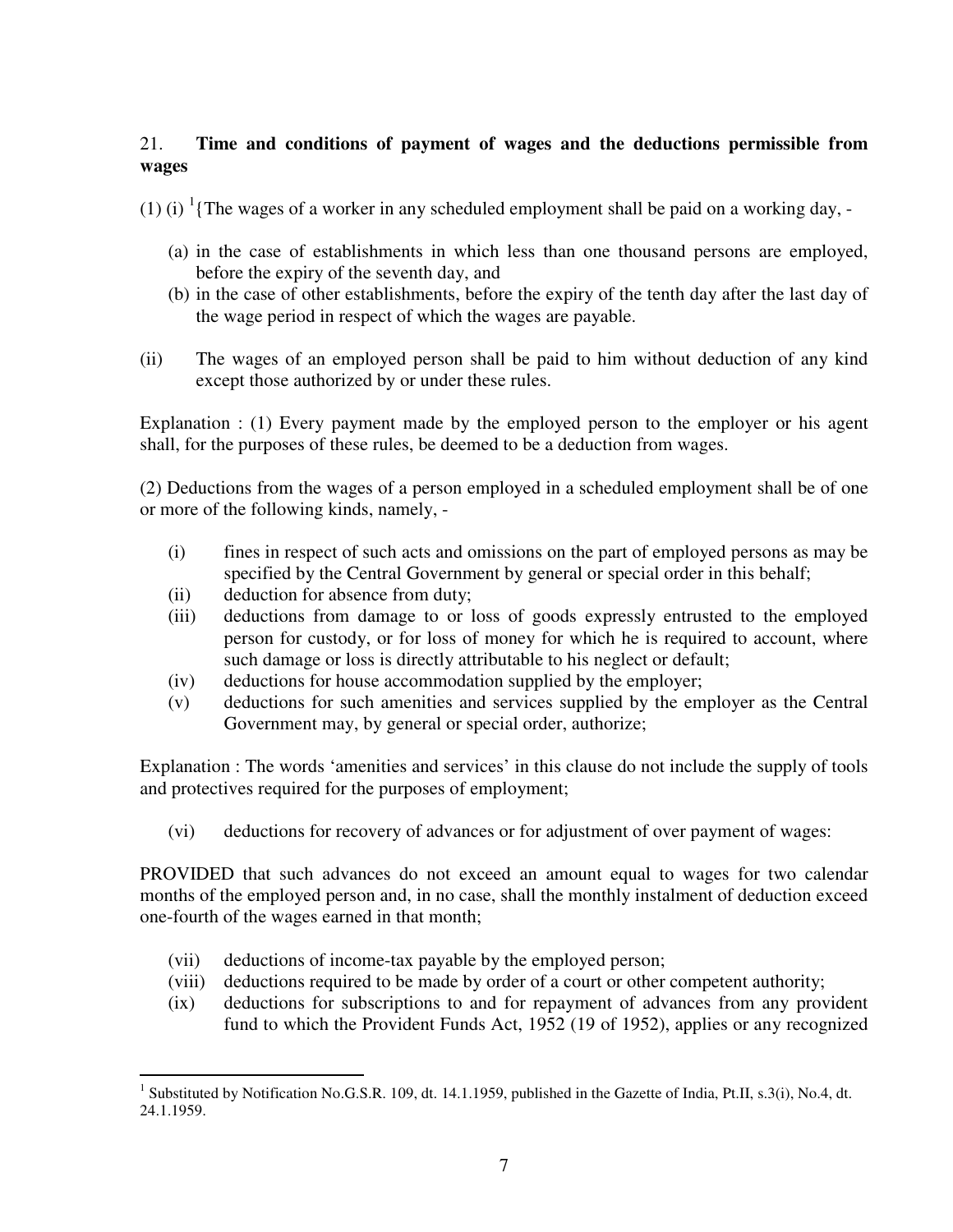## 21. **Time and conditions of payment of wages and the deductions permissible from wages**

(1) (i) [1]{The wages of a worker in any scheduled employment shall be paid on a working day, -

(a) in the case of establishments in which less than one thousand persons are employed, before the expiry of the seventh day, and
(b) in the case of other establishments, before the expiry of the tenth day after the last day of the wage period in respect of which the wages are payable.

(ii) The wages of an employed person shall be paid to him without deduction of any kind except those authorized by or under these rules.

Explanation : (1) Every payment made by the employed person to the employer or his agent shall, for the purposes of these rules, be deemed to be a deduction from wages.

(2) Deductions from the wages of a person employed in a scheduled employment shall be of one or more of the following kinds, namely, -

(i) fines in respect of such acts and omissions on the part of employed persons as may be specified by the Central Government by general or special order in this behalf;
(ii) deduction for absence from duty;
(iii) deductions from damage to or loss of goods expressly entrusted to the employed person for custody, or for loss of money for which he is required to account, where such damage or loss is directly attributable to his neglect or default;
(iv) deductions for house accommodation supplied by the employer;
(v) deductions for such amenities and services supplied by the employer as the Central Government may, by general or special order, authorize;

Explanation : The words 'amenities and services' in this clause do not include the supply of tools and protectives required for the purposes of employment;

(vi) deductions for recovery of advances or for adjustment of over payment of wages:

PROVIDED that such advances do not exceed an amount equal to wages for two calendar months of the employed person and, in no case, shall the monthly instalment of deduction exceed one-fourth of the wages earned in that month;

(vii) deductions of income-tax payable by the employed person;
(viii) deductions required to be made by order of a court or other competent authority;
(ix) deductions for subscriptions to and for repayment of advances from any provident fund to which the Provident Funds Act, 1952 (19 of 1952), applies or any recognized

---

[1] Substituted by Notification No.G.S.R. 109, dt. 14.1.1959, published in the Gazette of India, Pt.II, s.3(i), No.4, dt. 24.1.1959.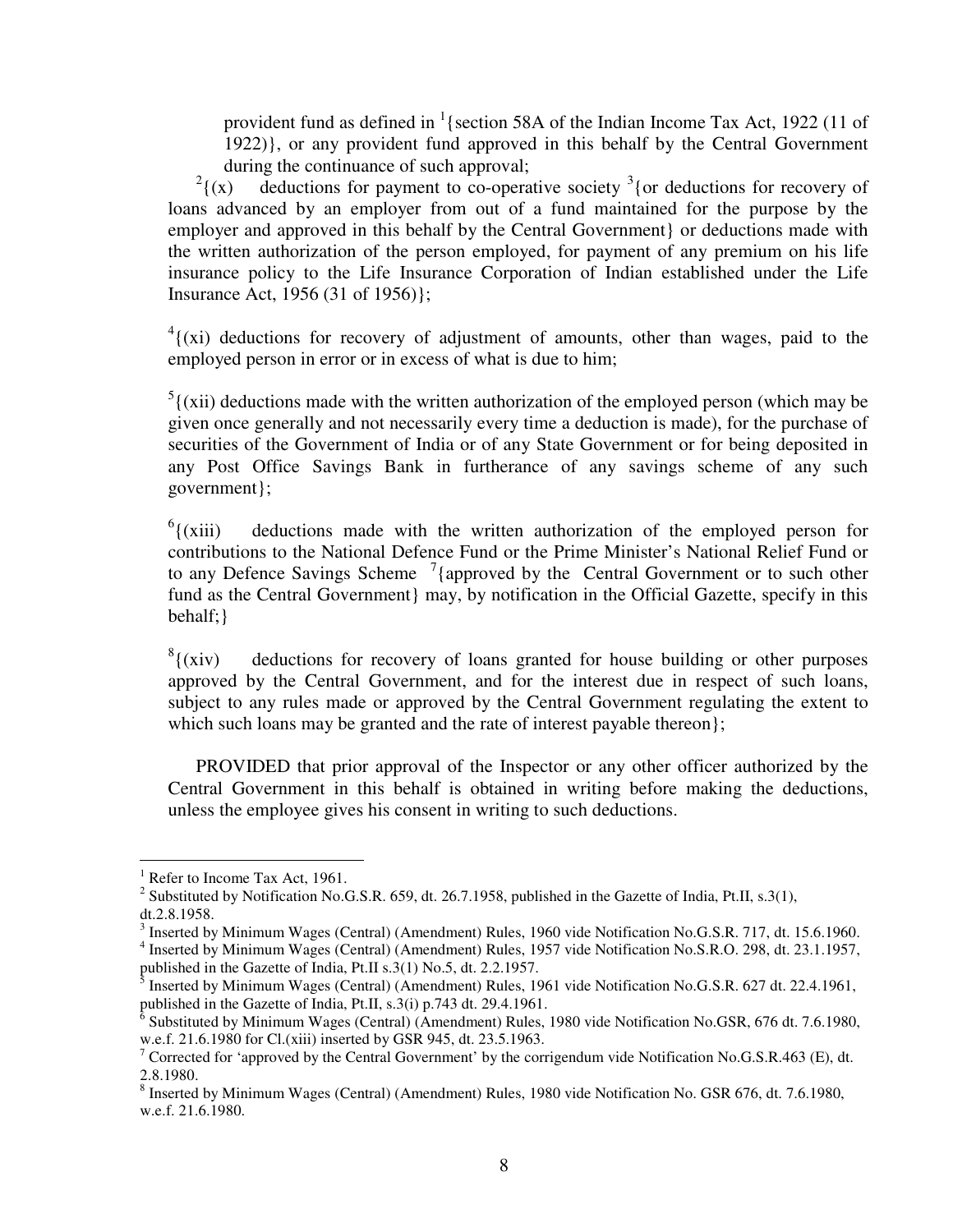provident fund as defined in [1]{section 58A of the Indian Income Tax Act, 1922 (11 of 1922)}, or any provident fund approved in this behalf by the Central Government during the continuance of such approval;

[2]{(x) deductions for payment to co-operative society [3]{or deductions for recovery of loans advanced by an employer from out of a fund maintained for the purpose by the employer and approved in this behalf by the Central Government} or deductions made with the written authorization of the person employed, for payment of any premium on his life insurance policy to the Life Insurance Corporation of Indian established under the Life Insurance Act, 1956 (31 of 1956)};

[4]{(xi) deductions for recovery of adjustment of amounts, other than wages, paid to the employed person in error or in excess of what is due to him;

[5]{(xii) deductions made with the written authorization of the employed person (which may be given once generally and not necessarily every time a deduction is made), for the purchase of securities of the Government of India or of any State Government or for being deposited in any Post Office Savings Bank in furtherance of any savings scheme of any such government};

[6]{(xiii) deductions made with the written authorization of the employed person for contributions to the National Defence Fund or the Prime Minister's National Relief Fund or to any Defence Savings Scheme [7]{approved by the Central Government or to such other fund as the Central Government} may, by notification in the Official Gazette, specify in this behalf;}

[8]{(xiv) deductions for recovery of loans granted for house building or other purposes approved by the Central Government, and for the interest due in respect of such loans, subject to any rules made or approved by the Central Government regulating the extent to which such loans may be granted and the rate of interest payable thereon};

PROVIDED that prior approval of the Inspector or any other officer authorized by the Central Government in this behalf is obtained in writing before making the deductions, unless the employee gives his consent in writing to such deductions.

---

[1] Refer to Income Tax Act, 1961.

[2] Substituted by Notification No.G.S.R. 659, dt. 26.7.1958, published in the Gazette of India, Pt.II, s.3(1), dt.2.8.1958.

[3] Inserted by Minimum Wages (Central) (Amendment) Rules, 1960 vide Notification No.G.S.R. 717, dt. 15.6.1960.

[4] Inserted by Minimum Wages (Central) (Amendment) Rules, 1957 vide Notification No.S.R.O. 298, dt. 23.1.1957, published in the Gazette of India, Pt.II s.3(1) No.5, dt. 2.2.1957.

[5] Inserted by Minimum Wages (Central) (Amendment) Rules, 1961 vide Notification No.G.S.R. 627 dt. 22.4.1961, published in the Gazette of India, Pt.II, s.3(i) p.743 dt. 29.4.1961.

[6] Substituted by Minimum Wages (Central) (Amendment) Rules, 1980 vide Notification No.GSR, 676 dt. 7.6.1980, w.e.f. 21.6.1980 for Cl.(xiii) inserted by GSR 945, dt. 23.5.1963.

[7] Corrected for 'approved by the Central Government' by the corrigendum vide Notification No.G.S.R.463 (E), dt. 2.8.1980.

[8] Inserted by Minimum Wages (Central) (Amendment) Rules, 1980 vide Notification No. GSR 676, dt. 7.6.1980, w.e.f. 21.6.1980.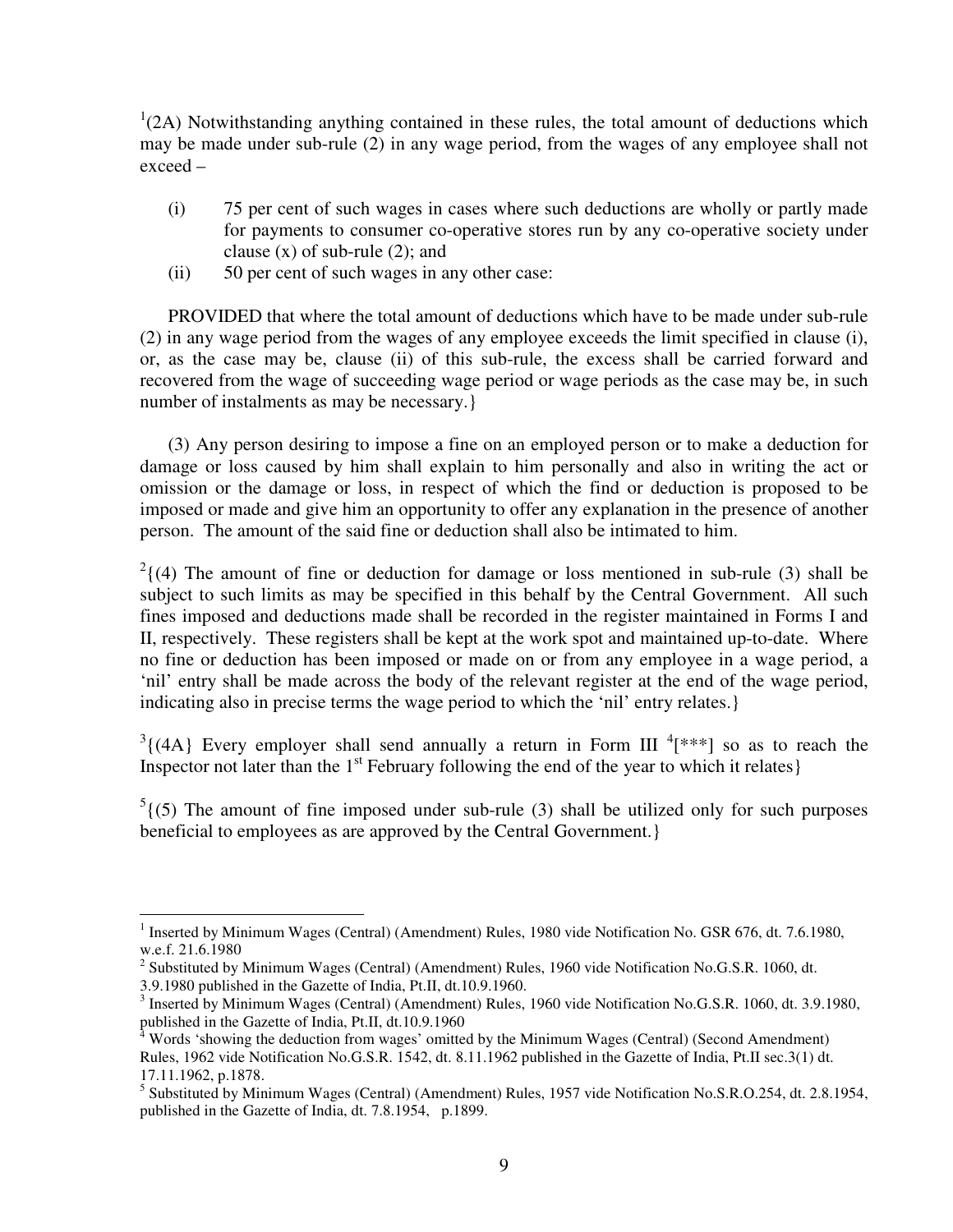[1](2A) Notwithstanding anything contained in these rules, the total amount of deductions which may be made under sub-rule (2) in any wage period, from the wages of any employee shall not exceed –

(i) 75 per cent of such wages in cases where such deductions are wholly or partly made for payments to consumer co-operative stores run by any co-operative society under clause (x) of sub-rule (2); and

(ii) 50 per cent of such wages in any other case:

PROVIDED that where the total amount of deductions which have to be made under sub-rule (2) in any wage period from the wages of any employee exceeds the limit specified in clause (i), or, as the case may be, clause (ii) of this sub-rule, the excess shall be carried forward and recovered from the wage of succeeding wage period or wage periods as the case may be, in such number of instalments as may be necessary.}

(3) Any person desiring to impose a fine on an employed person or to make a deduction for damage or loss caused by him shall explain to him personally and also in writing the act or omission or the damage or loss, in respect of which the find or deduction is proposed to be imposed or made and give him an opportunity to offer any explanation in the presence of another person. The amount of the said fine or deduction shall also be intimated to him.

[2]{(4) The amount of fine or deduction for damage or loss mentioned in sub-rule (3) shall be subject to such limits as may be specified in this behalf by the Central Government. All such fines imposed and deductions made shall be recorded in the register maintained in Forms I and II, respectively. These registers shall be kept at the work spot and maintained up-to-date. Where no fine or deduction has been imposed or made on or from any employee in a wage period, a 'nil' entry shall be made across the body of the relevant register at the end of the wage period, indicating also in precise terms the wage period to which the 'nil' entry relates.}

[3]{(4A} Every employer shall send annually a return in Form III [4][***] so as to reach the Inspector not later than the 1st February following the end of the year to which it relates}

[5]{(5) The amount of fine imposed under sub-rule (3) shall be utilized only for such purposes beneficial to employees as are approved by the Central Government.}

---

[1] Inserted by Minimum Wages (Central) (Amendment) Rules, 1980 vide Notification No. GSR 676, dt. 7.6.1980, w.e.f. 21.6.1980

[2] Substituted by Minimum Wages (Central) (Amendment) Rules, 1960 vide Notification No.G.S.R. 1060, dt. 3.9.1980 published in the Gazette of India, Pt.II, dt.10.9.1960.

[3] Inserted by Minimum Wages (Central) (Amendment) Rules, 1960 vide Notification No.G.S.R. 1060, dt. 3.9.1980, published in the Gazette of India, Pt.II, dt.10.9.1960

[4] Words 'showing the deduction from wages' omitted by the Minimum Wages (Central) (Second Amendment) Rules, 1962 vide Notification No.G.S.R. 1542, dt. 8.11.1962 published in the Gazette of India, Pt.II sec.3(1) dt. 17.11.1962, p.1878.

[5] Substituted by Minimum Wages (Central) (Amendment) Rules, 1957 vide Notification No.S.R.O.254, dt. 2.8.1954, published in the Gazette of India, dt. 7.8.1954, p.1899.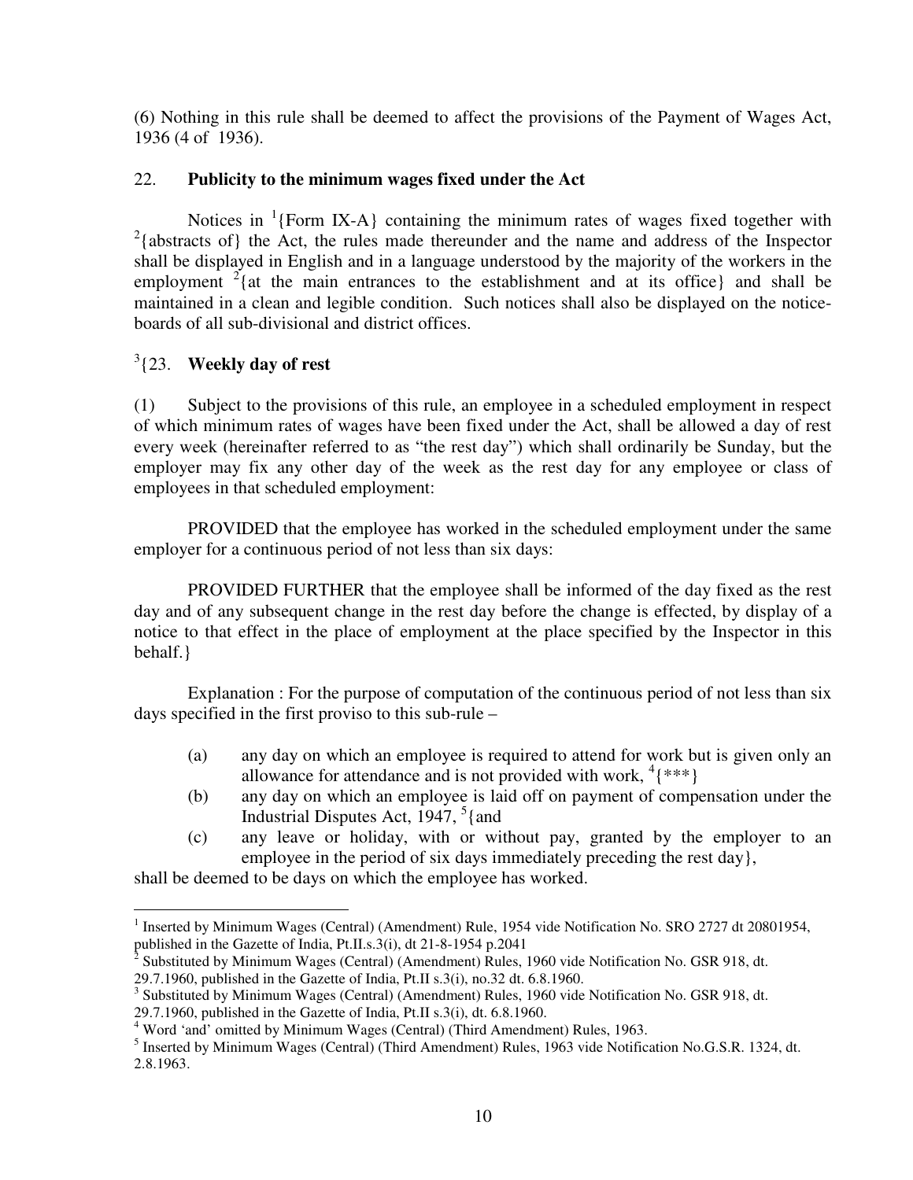(6) Nothing in this rule shall be deemed to affect the provisions of the Payment of Wages Act, 1936 (4 of 1936).

22. **Publicity to the minimum wages fixed under the Act**

Notices in [1]{Form IX-A} containing the minimum rates of wages fixed together with [2]{abstracts of} the Act, the rules made thereunder and the name and address of the Inspector shall be displayed in English and in a language understood by the majority of the workers in the employment [2]{at the main entrances to the establishment and at its office} and shall be maintained in a clean and legible condition. Such notices shall also be displayed on the notice-boards of all sub-divisional and district offices.

[3]{23. **Weekly day of rest**

(1) Subject to the provisions of this rule, an employee in a scheduled employment in respect of which minimum rates of wages have been fixed under the Act, shall be allowed a day of rest every week (hereinafter referred to as "the rest day") which shall ordinarily be Sunday, but the employer may fix any other day of the week as the rest day for any employee or class of employees in that scheduled employment:

PROVIDED that the employee has worked in the scheduled employment under the same employer for a continuous period of not less than six days:

PROVIDED FURTHER that the employee shall be informed of the day fixed as the rest day and of any subsequent change in the rest day before the change is effected, by display of a notice to that effect in the place of employment at the place specified by the Inspector in this behalf.}

Explanation : For the purpose of computation of the continuous period of not less than six days specified in the first proviso to this sub-rule –

(a) any day on which an employee is required to attend for work but is given only an allowance for attendance and is not provided with work, [4]{***}

(b) any day on which an employee is laid off on payment of compensation under the Industrial Disputes Act, 1947, [5]{and

(c) any leave or holiday, with or without pay, granted by the employer to an employee in the period of six days immediately preceding the rest day},

shall be deemed to be days on which the employee has worked.

---

[1] Inserted by Minimum Wages (Central) (Amendment) Rule, 1954 vide Notification No. SRO 2727 dt 20801954, published in the Gazette of India, Pt.II.s.3(i), dt 21-8-1954 p.2041

[2] Substituted by Minimum Wages (Central) (Amendment) Rules, 1960 vide Notification No. GSR 918, dt. 29.7.1960, published in the Gazette of India, Pt.II s.3(i), no.32 dt. 6.8.1960.

[3] Substituted by Minimum Wages (Central) (Amendment) Rules, 1960 vide Notification No. GSR 918, dt. 29.7.1960, published in the Gazette of India, Pt.II s.3(i), dt. 6.8.1960.

[4] Word 'and' omitted by Minimum Wages (Central) (Third Amendment) Rules, 1963.

[5] Inserted by Minimum Wages (Central) (Third Amendment) Rules, 1963 vide Notification No.G.S.R. 1324, dt. 2.8.1963.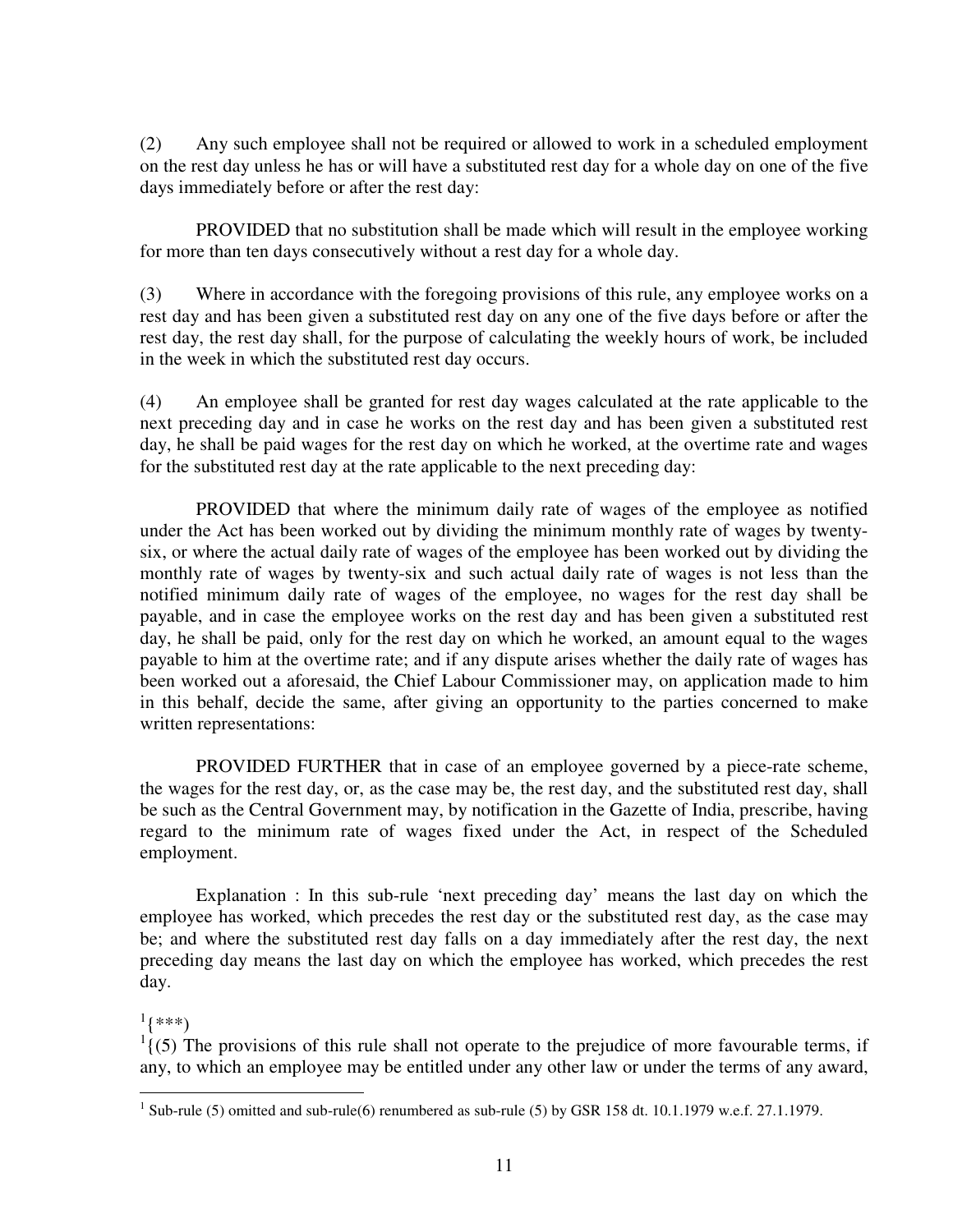(2) Any such employee shall not be required or allowed to work in a scheduled employment on the rest day unless he has or will have a substituted rest day for a whole day on one of the five days immediately before or after the rest day:

PROVIDED that no substitution shall be made which will result in the employee working for more than ten days consecutively without a rest day for a whole day.

(3) Where in accordance with the foregoing provisions of this rule, any employee works on a rest day and has been given a substituted rest day on any one of the five days before or after the rest day, the rest day shall, for the purpose of calculating the weekly hours of work, be included in the week in which the substituted rest day occurs.

(4) An employee shall be granted for rest day wages calculated at the rate applicable to the next preceding day and in case he works on the rest day and has been given a substituted rest day, he shall be paid wages for the rest day on which he worked, at the overtime rate and wages for the substituted rest day at the rate applicable to the next preceding day:

PROVIDED that where the minimum daily rate of wages of the employee as notified under the Act has been worked out by dividing the minimum monthly rate of wages by twenty-six, or where the actual daily rate of wages of the employee has been worked out by dividing the monthly rate of wages by twenty-six and such actual daily rate of wages is not less than the notified minimum daily rate of wages of the employee, no wages for the rest day shall be payable, and in case the employee works on the rest day and has been given a substituted rest day, he shall be paid, only for the rest day on which he worked, an amount equal to the wages payable to him at the overtime rate; and if any dispute arises whether the daily rate of wages has been worked out a aforesaid, the Chief Labour Commissioner may, on application made to him in this behalf, decide the same, after giving an opportunity to the parties concerned to make written representations:

PROVIDED FURTHER that in case of an employee governed by a piece-rate scheme, the wages for the rest day, or, as the case may be, the rest day, and the substituted rest day, shall be such as the Central Government may, by notification in the Gazette of India, prescribe, having regard to the minimum rate of wages fixed under the Act, in respect of the Scheduled employment.

Explanation : In this sub-rule 'next preceding day' means the last day on which the employee has worked, which precedes the rest day or the substituted rest day, as the case may be; and where the substituted rest day falls on a day immediately after the rest day, the next preceding day means the last day on which the employee has worked, which precedes the rest day.

[1]{***)

[1]{(5) The provisions of this rule shall not operate to the prejudice of more favourable terms, if any, to which an employee may be entitled under any other law or under the terms of any award,

---

[1] Sub-rule (5) omitted and sub-rule(6) renumbered as sub-rule (5) by GSR 158 dt. 10.1.1979 w.e.f. 27.1.1979.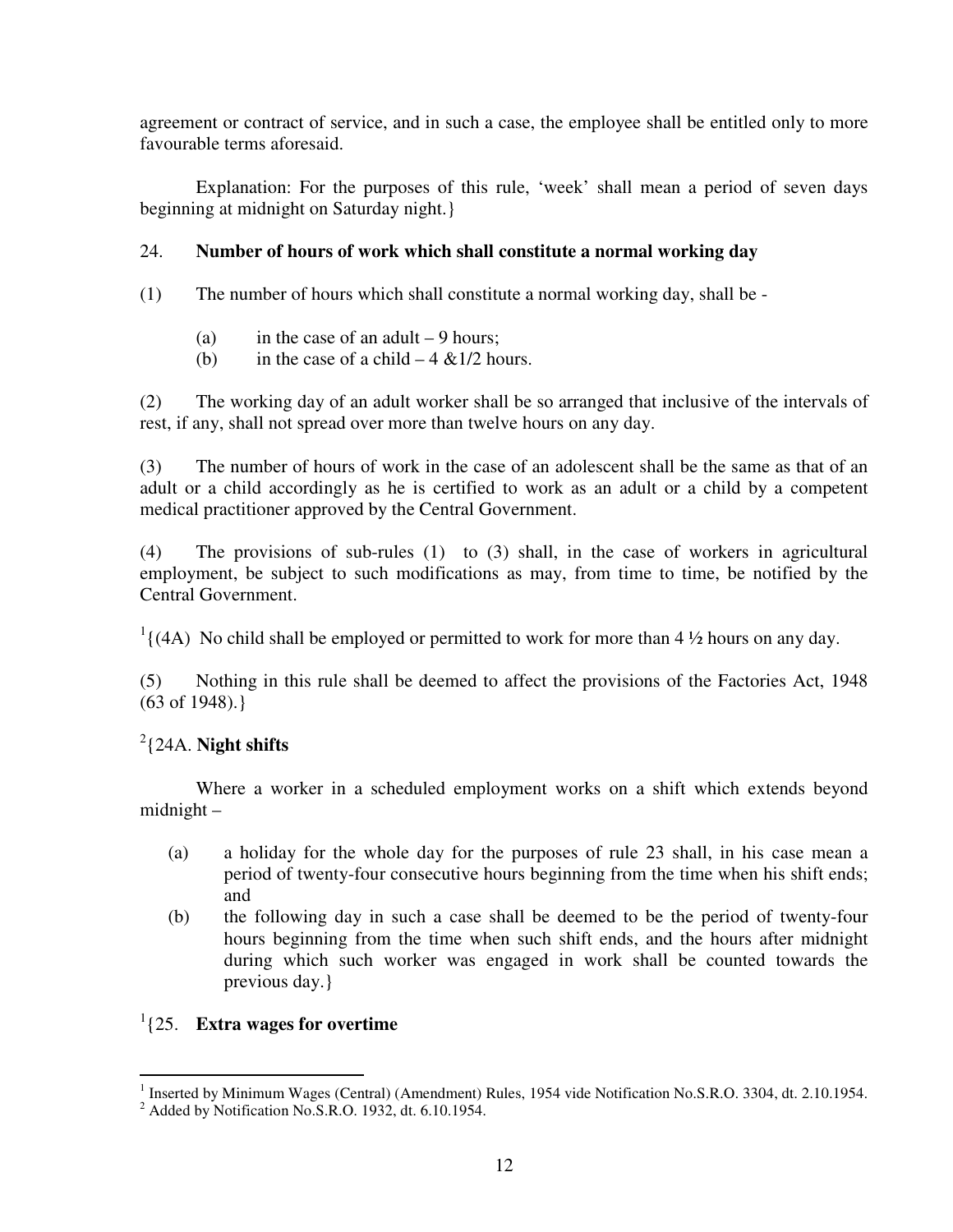agreement or contract of service, and in such a case, the employee shall be entitled only to more favourable terms aforesaid.

Explanation: For the purposes of this rule, 'week' shall mean a period of seven days beginning at midnight on Saturday night.}

### 24. **Number of hours of work which shall constitute a normal working day**

(1) The number of hours which shall constitute a normal working day, shall be -

(a) in the case of an adult – 9 hours;
(b) in the case of a child – 4 &1/2 hours.

(2) The working day of an adult worker shall be so arranged that inclusive of the intervals of rest, if any, shall not spread over more than twelve hours on any day.

(3) The number of hours of work in the case of an adolescent shall be the same as that of an adult or a child accordingly as he is certified to work as an adult or a child by a competent medical practitioner approved by the Central Government.

(4) The provisions of sub-rules (1) to (3) shall, in the case of workers in agricultural employment, be subject to such modifications as may, from time to time, be notified by the Central Government.

[1]{(4A) No child shall be employed or permitted to work for more than 4 ½ hours on any day.

(5) Nothing in this rule shall be deemed to affect the provisions of the Factories Act, 1948 (63 of 1948).}

### [2]{24A. **Night shifts**

Where a worker in a scheduled employment works on a shift which extends beyond midnight –

(a) a holiday for the whole day for the purposes of rule 23 shall, in his case mean a period of twenty-four consecutive hours beginning from the time when his shift ends; and
(b) the following day in such a case shall be deemed to be the period of twenty-four hours beginning from the time when such shift ends, and the hours after midnight during which such worker was engaged in work shall be counted towards the previous day.}

### [1]{25. **Extra wages for overtime**

---

[1] Inserted by Minimum Wages (Central) (Amendment) Rules, 1954 vide Notification No.S.R.O. 3304, dt. 2.10.1954.

[2] Added by Notification No.S.R.O. 1932, dt. 6.10.1954.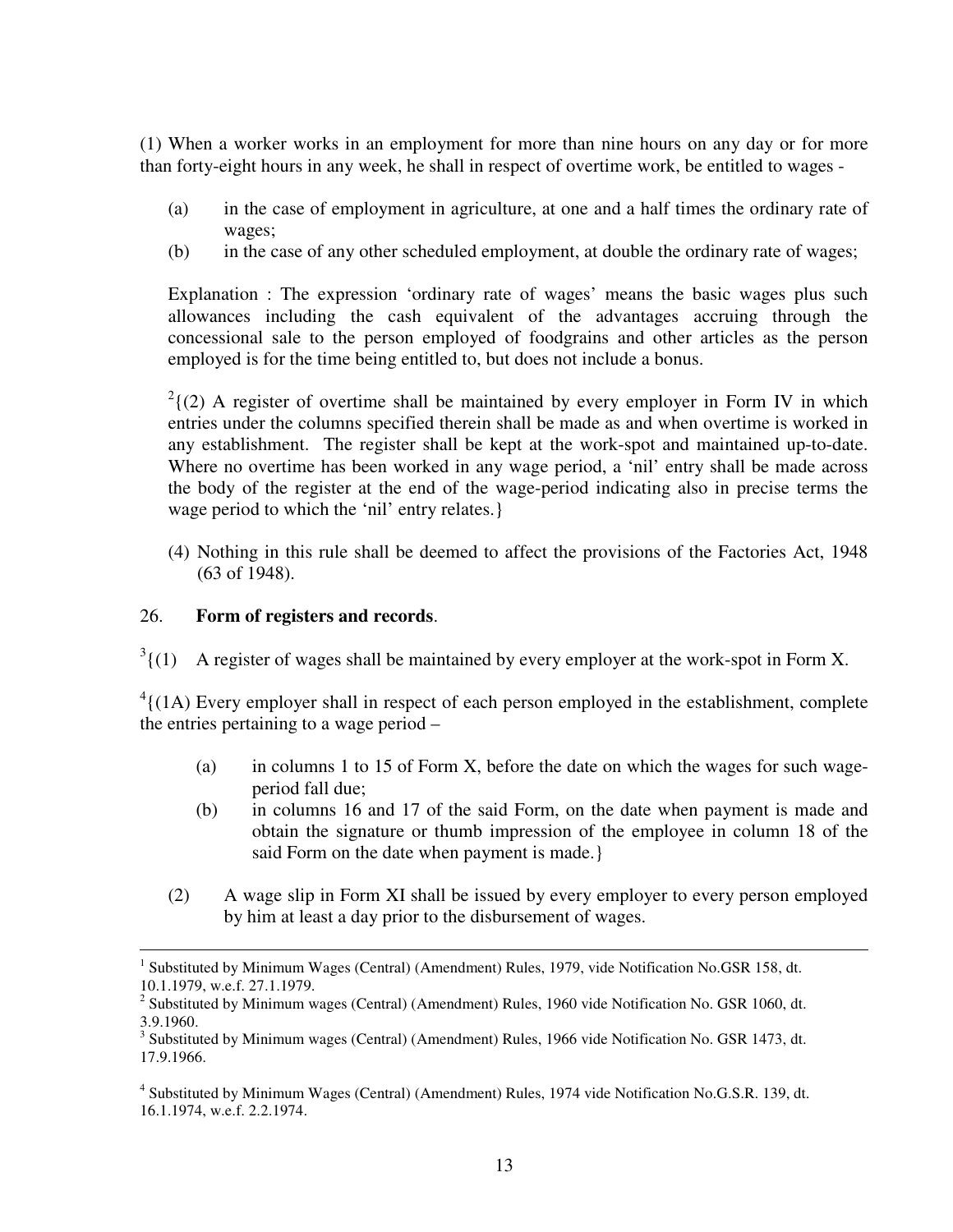(1) When a worker works in an employment for more than nine hours on any day or for more than forty-eight hours in any week, he shall in respect of overtime work, be entitled to wages -

(a) in the case of employment in agriculture, at one and a half times the ordinary rate of wages;

(b) in the case of any other scheduled employment, at double the ordinary rate of wages;

Explanation : The expression 'ordinary rate of wages' means the basic wages plus such allowances including the cash equivalent of the advantages accruing through the concessional sale to the person employed of foodgrains and other articles as the person employed is for the time being entitled to, but does not include a bonus.

[2]{(2) A register of overtime shall be maintained by every employer in Form IV in which entries under the columns specified therein shall be made as and when overtime is worked in any establishment. The register shall be kept at the work-spot and maintained up-to-date. Where no overtime has been worked in any wage period, a 'nil' entry shall be made across the body of the register at the end of the wage-period indicating also in precise terms the wage period to which the 'nil' entry relates.}

(4) Nothing in this rule shall be deemed to affect the provisions of the Factories Act, 1948 (63 of 1948).

26. **Form of registers and records**.

[3]{(1) A register of wages shall be maintained by every employer at the work-spot in Form X.

[4]{(1A) Every employer shall in respect of each person employed in the establishment, complete the entries pertaining to a wage period –

(a) in columns 1 to 15 of Form X, before the date on which the wages for such wage-period fall due;

(b) in columns 16 and 17 of the said Form, on the date when payment is made and obtain the signature or thumb impression of the employee in column 18 of the said Form on the date when payment is made.}

(2) A wage slip in Form XI shall be issued by every employer to every person employed by him at least a day prior to the disbursement of wages.

---

[1] Substituted by Minimum Wages (Central) (Amendment) Rules, 1979, vide Notification No.GSR 158, dt. 10.1.1979, w.e.f. 27.1.1979.

[2] Substituted by Minimum wages (Central) (Amendment) Rules, 1960 vide Notification No. GSR 1060, dt. 3.9.1960.

[3] Substituted by Minimum wages (Central) (Amendment) Rules, 1966 vide Notification No. GSR 1473, dt. 17.9.1966.

[4] Substituted by Minimum Wages (Central) (Amendment) Rules, 1974 vide Notification No.G.S.R. 139, dt. 16.1.1974, w.e.f. 2.2.1974.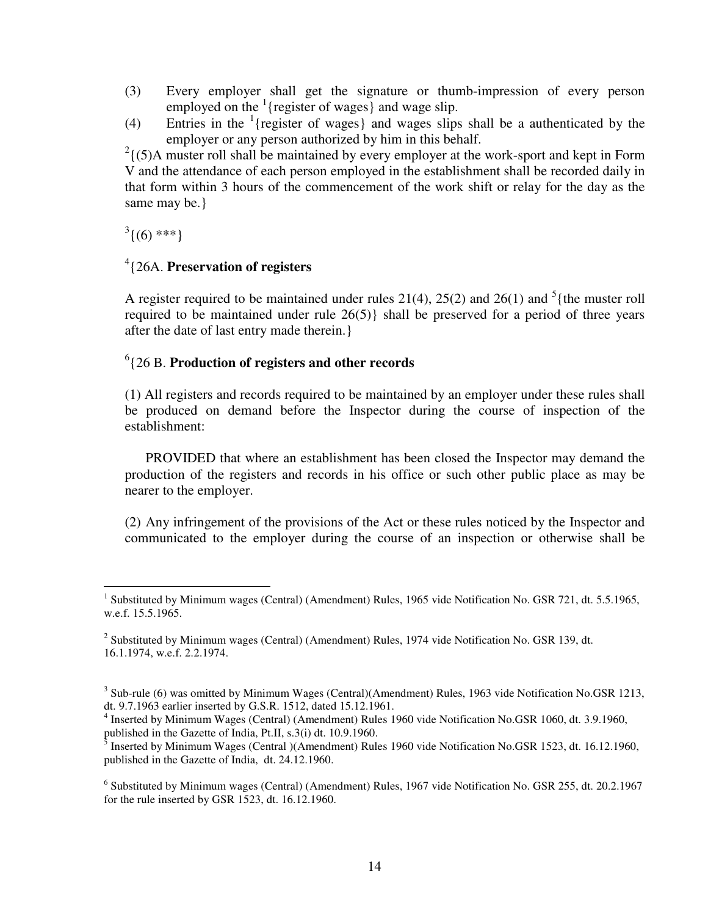(3) Every employer shall get the signature or thumb-impression of every person employed on the [1]{register of wages} and wage slip.

(4) Entries in the [1]{register of wages} and wages slips shall be a authenticated by the employer or any person authorized by him in this behalf.

[2]{(5)A muster roll shall be maintained by every employer at the work-sport and kept in Form V and the attendance of each person employed in the establishment shall be recorded daily in that form within 3 hours of the commencement of the work shift or relay for the day as the same may be.}

[3]{(6) ***}

[4]{26A. **Preservation of registers**

A register required to be maintained under rules 21(4), 25(2) and 26(1) and [5]{the muster roll required to be maintained under rule 26(5)} shall be preserved for a period of three years after the date of last entry made therein.}

[6]{26 B. **Production of registers and other records**

(1) All registers and records required to be maintained by an employer under these rules shall be produced on demand before the Inspector during the course of inspection of the establishment:

PROVIDED that where an establishment has been closed the Inspector may demand the production of the registers and records in his office or such other public place as may be nearer to the employer.

(2) Any infringement of the provisions of the Act or these rules noticed by the Inspector and communicated to the employer during the course of an inspection or otherwise shall be

---

[1] Substituted by Minimum wages (Central) (Amendment) Rules, 1965 vide Notification No. GSR 721, dt. 5.5.1965, w.e.f. 15.5.1965.

[2] Substituted by Minimum wages (Central) (Amendment) Rules, 1974 vide Notification No. GSR 139, dt. 16.1.1974, w.e.f. 2.2.1974.

[3] Sub-rule (6) was omitted by Minimum Wages (Central)(Amendment) Rules, 1963 vide Notification No.GSR 1213, dt. 9.7.1963 earlier inserted by G.S.R. 1512, dated 15.12.1961.

[4] Inserted by Minimum Wages (Central) (Amendment) Rules 1960 vide Notification No.GSR 1060, dt. 3.9.1960, published in the Gazette of India, Pt.II, s.3(i) dt. 10.9.1960.

[5] Inserted by Minimum Wages (Central )(Amendment) Rules 1960 vide Notification No.GSR 1523, dt. 16.12.1960, published in the Gazette of India, dt. 24.12.1960.

[6] Substituted by Minimum wages (Central) (Amendment) Rules, 1967 vide Notification No. GSR 255, dt. 20.2.1967 for the rule inserted by GSR 1523, dt. 16.12.1960.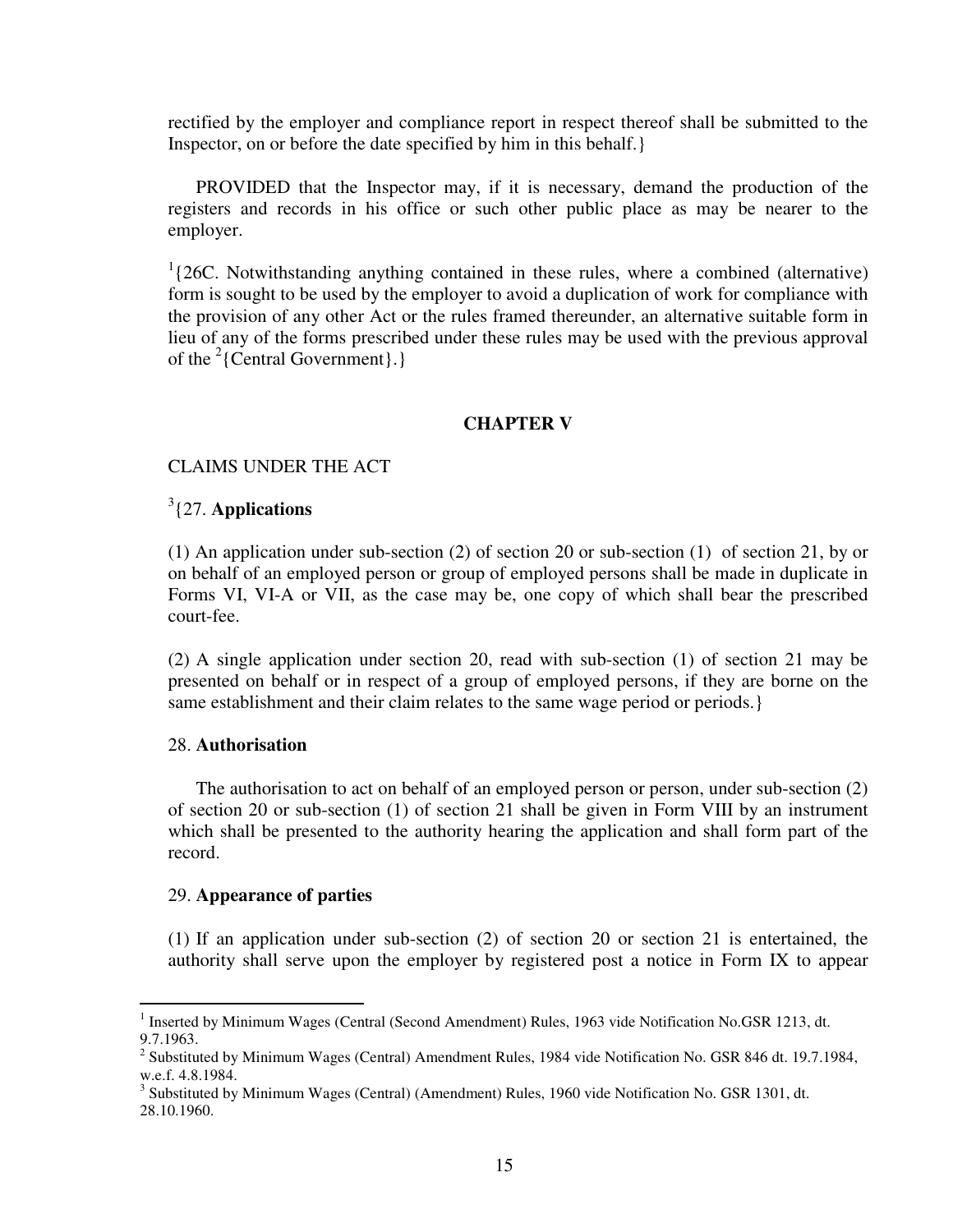rectified by the employer and compliance report in respect thereof shall be submitted to the Inspector, on or before the date specified by him in this behalf.}

PROVIDED that the Inspector may, if it is necessary, demand the production of the registers and records in his office or such other public place as may be nearer to the employer.

[1]{26C. Notwithstanding anything contained in these rules, where a combined (alternative) form is sought to be used by the employer to avoid a duplication of work for compliance with the provision of any other Act or the rules framed thereunder, an alternative suitable form in lieu of any of the forms prescribed under these rules may be used with the previous approval of the [2]{Central Government}.}

## CHAPTER V

CLAIMS UNDER THE ACT

[3]{27. **Applications**

(1) An application under sub-section (2) of section 20 or sub-section (1) of section 21, by or on behalf of an employed person or group of employed persons shall be made in duplicate in Forms VI, VI-A or VII, as the case may be, one copy of which shall bear the prescribed court-fee.

(2) A single application under section 20, read with sub-section (1) of section 21 may be presented on behalf or in respect of a group of employed persons, if they are borne on the same establishment and their claim relates to the same wage period or periods.}

28. **Authorisation**

The authorisation to act on behalf of an employed person or person, under sub-section (2) of section 20 or sub-section (1) of section 21 shall be given in Form VIII by an instrument which shall be presented to the authority hearing the application and shall form part of the record.

29. **Appearance of parties**

(1) If an application under sub-section (2) of section 20 or section 21 is entertained, the authority shall serve upon the employer by registered post a notice in Form IX to appear

---

[1] Inserted by Minimum Wages (Central (Second Amendment) Rules, 1963 vide Notification No.GSR 1213, dt. 9.7.1963.

[2] Substituted by Minimum Wages (Central) Amendment Rules, 1984 vide Notification No. GSR 846 dt. 19.7.1984, w.e.f. 4.8.1984.

[3] Substituted by Minimum Wages (Central) (Amendment) Rules, 1960 vide Notification No. GSR 1301, dt. 28.10.1960.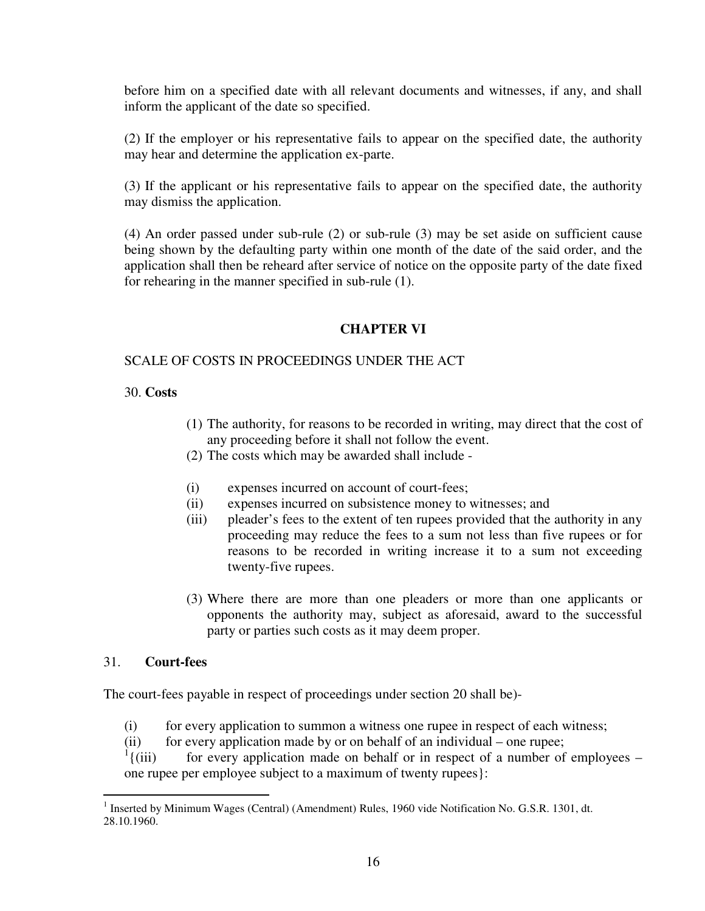before him on a specified date with all relevant documents and witnesses, if any, and shall inform the applicant of the date so specified.

(2) If the employer or his representative fails to appear on the specified date, the authority may hear and determine the application ex-parte.

(3) If the applicant or his representative fails to appear on the specified date, the authority may dismiss the application.

(4) An order passed under sub-rule (2) or sub-rule (3) may be set aside on sufficient cause being shown by the defaulting party within one month of the date of the said order, and the application shall then be reheard after service of notice on the opposite party of the date fixed for rehearing in the manner specified in sub-rule (1).

## CHAPTER VI

SCALE OF COSTS IN PROCEEDINGS UNDER THE ACT

30. **Costs**

(1) The authority, for reasons to be recorded in writing, may direct that the cost of any proceeding before it shall not follow the event.

(2) The costs which may be awarded shall include -

(i) expenses incurred on account of court-fees;

(ii) expenses incurred on subsistence money to witnesses; and

(iii) pleader's fees to the extent of ten rupees provided that the authority in any proceeding may reduce the fees to a sum not less than five rupees or for reasons to be recorded in writing increase it to a sum not exceeding twenty-five rupees.

(3) Where there are more than one pleaders or more than one applicants or opponents the authority may, subject as aforesaid, award to the successful party or parties such costs as it may deem proper.

31. **Court-fees**

The court-fees payable in respect of proceedings under section 20 shall be)-

(i) for every application to summon a witness one rupee in respect of each witness;

(ii) for every application made by or on behalf of an individual – one rupee;

[1]{(iii) for every application made on behalf or in respect of a number of employees – one rupee per employee subject to a maximum of twenty rupees}:

[1] Inserted by Minimum Wages (Central) (Amendment) Rules, 1960 vide Notification No. G.S.R. 1301, dt. 28.10.1960.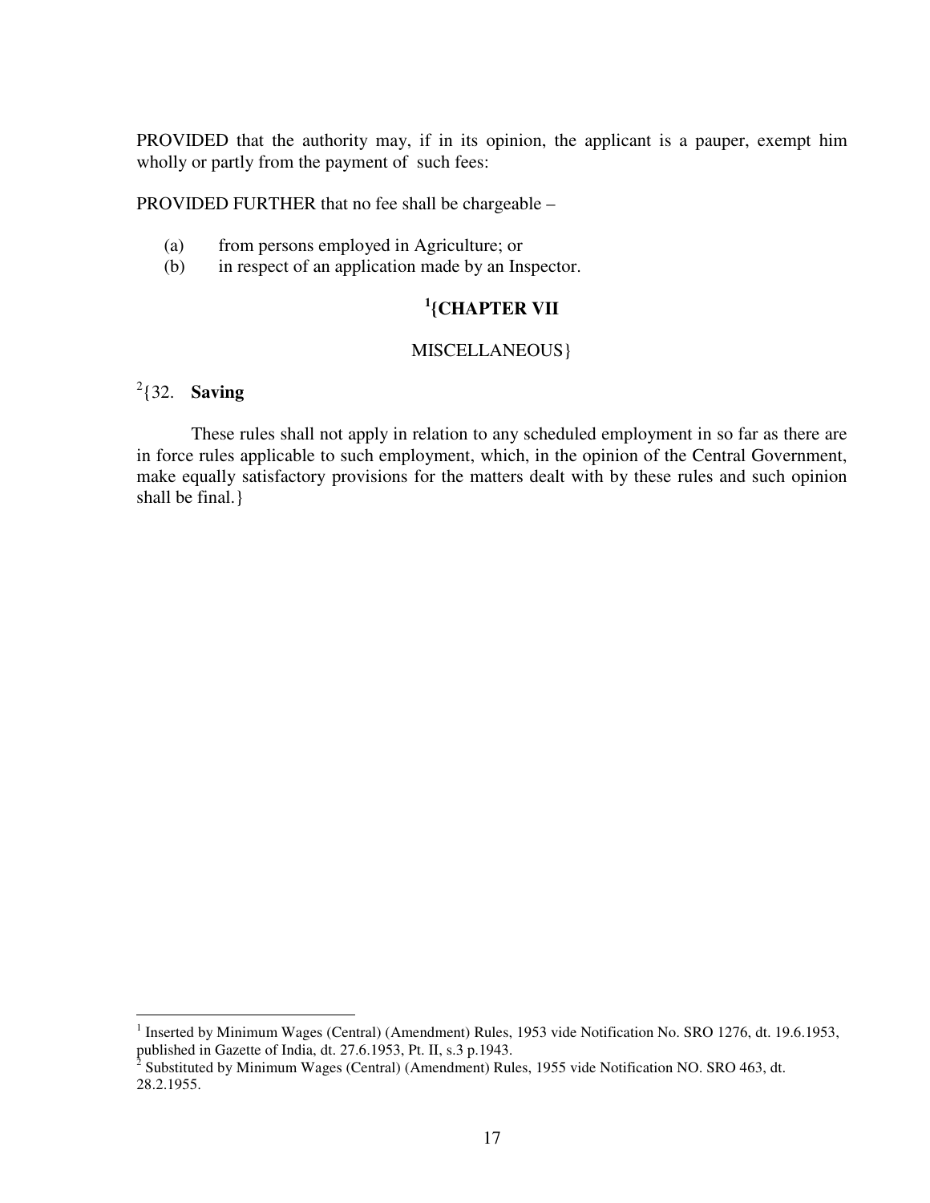PROVIDED that the authority may, if in its opinion, the applicant is a pauper, exempt him wholly or partly from the payment of such fees:

PROVIDED FURTHER that no fee shall be chargeable –

(a) from persons employed in Agriculture; or
(b) in respect of an application made by an Inspector.

## [1]{CHAPTER VII

MISCELLANEOUS}

### [2]{32. **Saving**

These rules shall not apply in relation to any scheduled employment in so far as there are in force rules applicable to such employment, which, in the opinion of the Central Government, make equally satisfactory provisions for the matters dealt with by these rules and such opinion shall be final.}

---

[1] Inserted by Minimum Wages (Central) (Amendment) Rules, 1953 vide Notification No. SRO 1276, dt. 19.6.1953, published in Gazette of India, dt. 27.6.1953, Pt. II, s.3 p.1943.

[2] Substituted by Minimum Wages (Central) (Amendment) Rules, 1955 vide Notification NO. SRO 463, dt. 28.2.1955.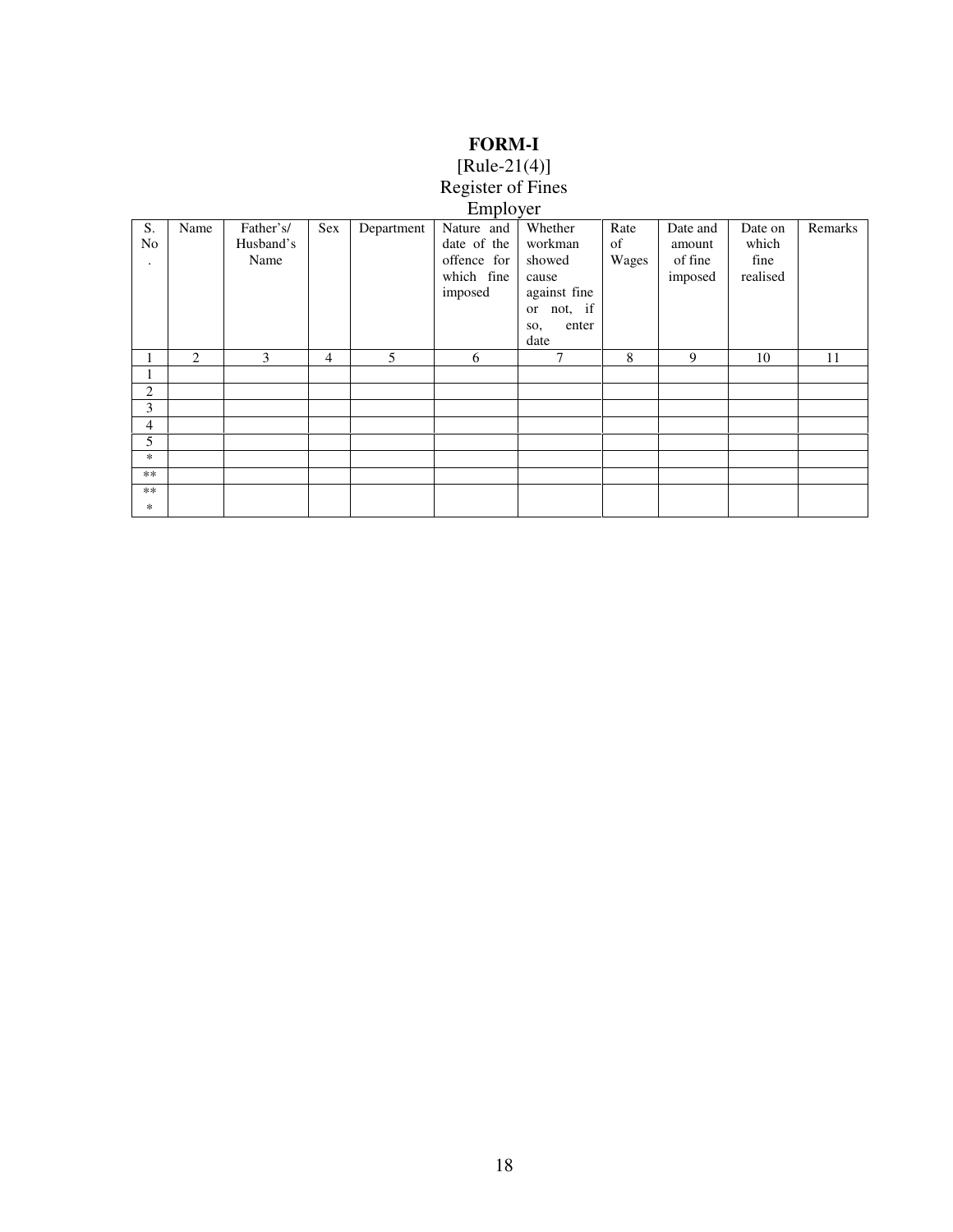# FORM-I

[Rule-21(4)]

Register of Fines

Employer

| S. No. | Name | Father's/ Husband's Name | Sex | Department | Nature and date of the offence for which fine imposed | Whether workman showed cause against fine or not, if so, enter date | Rate of Wages | Date and amount of fine imposed | Date on which fine realised | Remarks |
|---|---|---|---|---|---|---|---|---|---|---|
| 1 | 2 | 3 | 4 | 5 | 6 | 7 | 8 | 9 | 10 | 11 |
| 1 | | | | | | | | | | |
| 2 | | | | | | | | | | |
| 3 | | | | | | | | | | |
| 4 | | | | | | | | | | |
| 5 | | | | | | | | | | |
| * | | | | | | | | | | |
| ** | | | | | | | | | | |
| *** | | | | | | | | | | |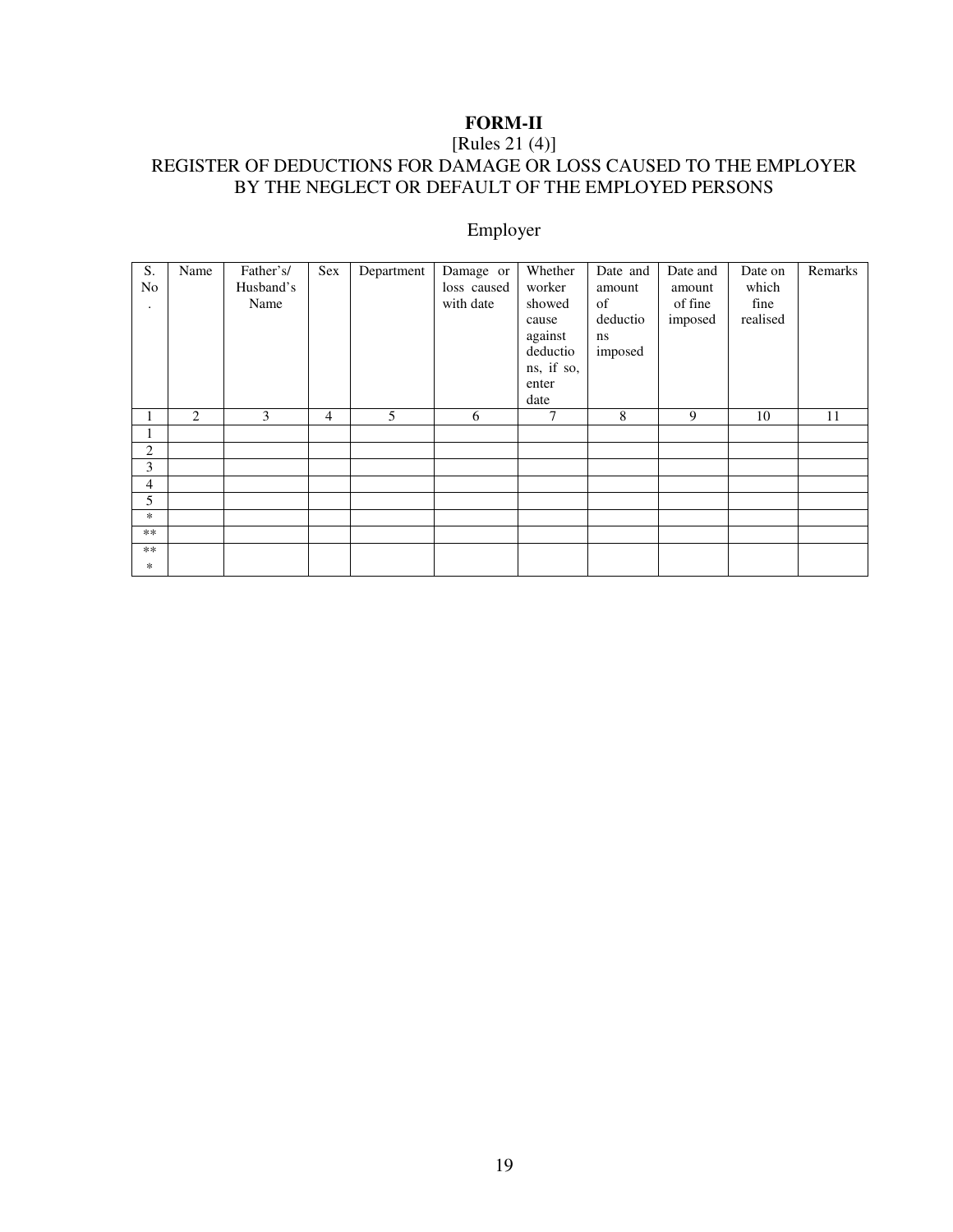**FORM-II**

[Rules 21 (4)]

REGISTER OF DEDUCTIONS FOR DAMAGE OR LOSS CAUSED TO THE EMPLOYER BY THE NEGLECT OR DEFAULT OF THE EMPLOYED PERSONS

Employer

| S. No. | Name | Father's/ Husband's Name | Sex | Department | Damage or loss caused with date | Whether worker showed cause against deductions, if so, enter date | Date and amount of deductions imposed | Date and amount of fine imposed | Date on which fine realised | Remarks |
|---|---|---|---|---|---|---|---|---|---|---|
| 1 | 2 | 3 | 4 | 5 | 6 | 7 | 8 | 9 | 10 | 11 |
| 1 | | | | | | | | | | |
| 2 | | | | | | | | | | |
| 3 | | | | | | | | | | |
| 4 | | | | | | | | | | |
| 5 | | | | | | | | | | |
| * | | | | | | | | | | |
| ** | | | | | | | | | | |
| *** | | | | | | | | | | |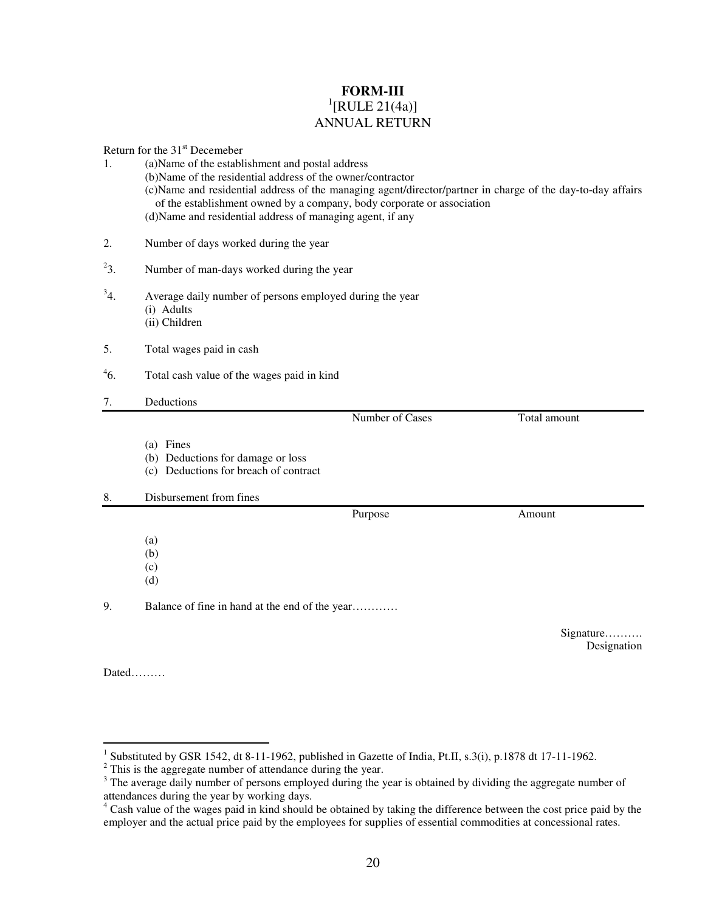# FORM-III

[1][RULE 21(4a)]

ANNUAL RETURN

Return for the 31st Decemeber

1. (a)Name of the establishment and postal address
   (b)Name of the residential address of the owner/contractor
   (c)Name and residential address of the managing agent/director/partner in charge of the day-to-day affairs of the establishment owned by a company, body corporate or association
   (d)Name and residential address of managing agent, if any

2. Number of days worked during the year

[2]3. Number of man-days worked during the year

[3]4. Average daily number of persons employed during the year
   (i) Adults
   (ii) Children

5. Total wages paid in cash

[4]6. Total cash value of the wages paid in kind

7. Deductions

| | Number of Cases | Total amount |
|---|---|---|
| (a) Fines | | |
| (b) Deductions for damage or loss | | |
| (c) Deductions for breach of contract | | |

8. Disbursement from fines

| | Purpose | Amount |
|---|---|---|
| (a) | | |
| (b) | | |
| (c) | | |
| (d) | | |

9. Balance of fine in hand at the end of the year…………

Signature……….
Designation

Dated………

---

[1] Substituted by GSR 1542, dt 8-11-1962, published in Gazette of India, Pt.II, s.3(i), p.1878 dt 17-11-1962.

[2] This is the aggregate number of attendance during the year.

[3] The average daily number of persons employed during the year is obtained by dividing the aggregate number of attendances during the year by working days.

[4] Cash value of the wages paid in kind should be obtained by taking the difference between the cost price paid by the employer and the actual price paid by the employees for supplies of essential commodities at concessional rates.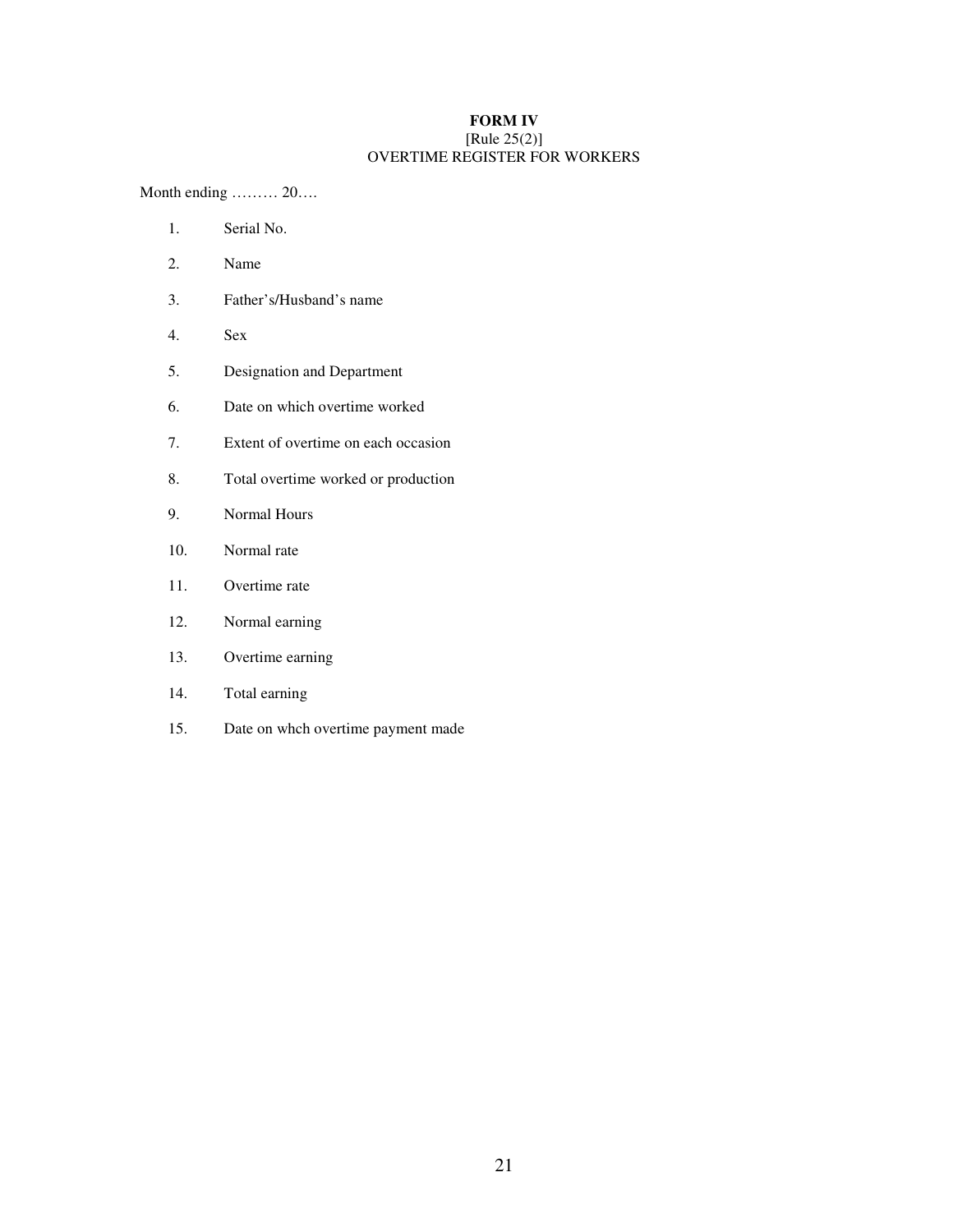**FORM IV**

[Rule 25(2)]

OVERTIME REGISTER FOR WORKERS

Month ending ……… 20….

1. Serial No.
2. Name
3. Father's/Husband's name
4. Sex
5. Designation and Department
6. Date on which overtime worked
7. Extent of overtime on each occasion
8. Total overtime worked or production
9. Normal Hours
10. Normal rate
11. Overtime rate
12. Normal earning
13. Overtime earning
14. Total earning
15. Date on whch overtime payment made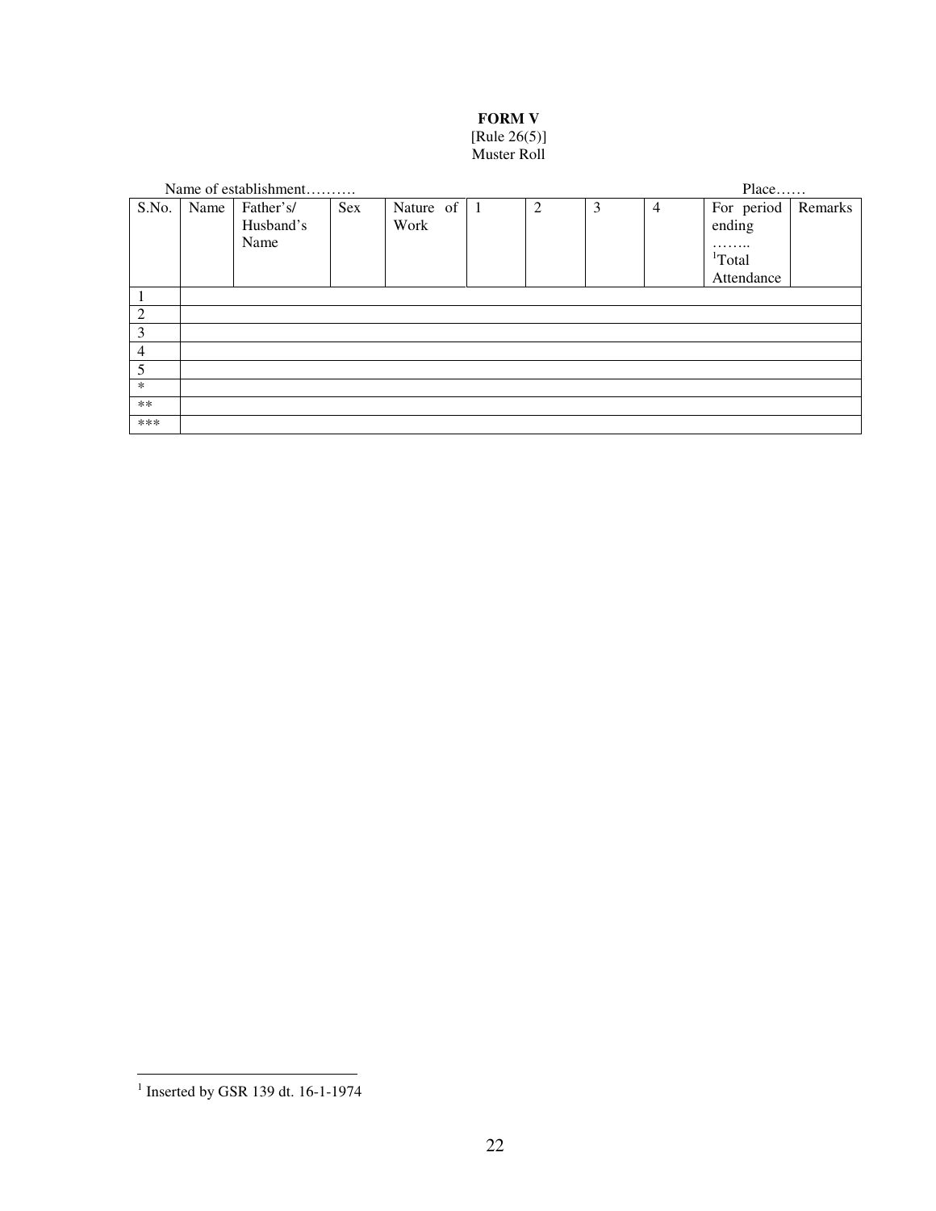**FORM V**
[Rule 26(5)]
Muster Roll

Name of establishment……… Place……

| S.No. | Name | Father's/ Husband's Name | Sex | Nature of Work | 1 | 2 | 3 | 4 | For period ending …….. [1]Total Attendance | Remarks |
|---|---|---|---|---|---|---|---|---|---|---|
| 1 | | | | | | | | | | |
| 2 | | | | | | | | | | |
| 3 | | | | | | | | | | |
| 4 | | | | | | | | | | |
| 5 | | | | | | | | | | |
| * | | | | | | | | | | |
| ** | | | | | | | | | | |
| *** | | | | | | | | | | |

[1] Inserted by GSR 139 dt. 16-1-1974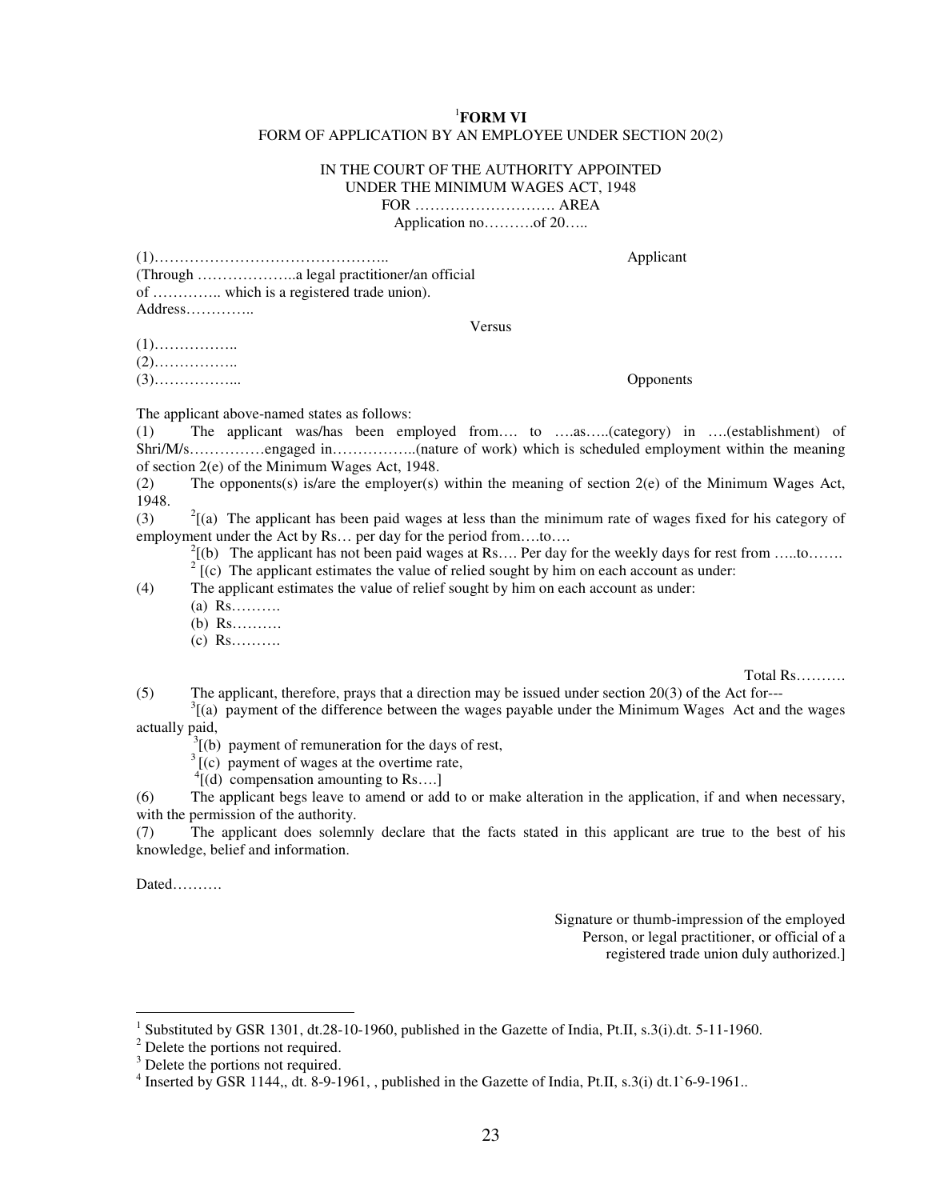**[1]FORM VI**

FORM OF APPLICATION BY AN EMPLOYEE UNDER SECTION 20(2)

IN THE COURT OF THE AUTHORITY APPOINTED
UNDER THE MINIMUM WAGES ACT, 1948
FOR ………………………. AREA
Application no……….of 20…..

(1)……………………………………….. Applicant
(Through ………………..a legal practitioner/an official
of ………….. which is a registered trade union).
Address…………..

Versus

(1)……………..
(2)……………..
(3)……………... Opponents

The applicant above-named states as follows:

(1) The applicant was/has been employed from…. to ….as…..(category) in ….(establishment) of Shri/M/s……………engaged in……………..(nature of work) which is scheduled employment within the meaning of section 2(e) of the Minimum Wages Act, 1948.

(2) The opponents(s) is/are the employer(s) within the meaning of section 2(e) of the Minimum Wages Act, 1948.

(3) [2][(a) The applicant has been paid wages at less than the minimum rate of wages fixed for his category of employment under the Act by Rs… per day for the period from….to….

[2][(b) The applicant has not been paid wages at Rs…. Per day for the weekly days for rest from …..to…….

[2][(c) The applicant estimates the value of relied sought by him on each account as under:

(4) The applicant estimates the value of relief sought by him on each account as under:

(a) Rs……….
(b) Rs……….
(c) Rs……….

Total Rs……….

(5) The applicant, therefore, prays that a direction may be issued under section 20(3) of the Act for---

[3][(a) payment of the difference between the wages payable under the Minimum Wages Act and the wages actually paid,

[3][(b) payment of remuneration for the days of rest,

[3][(c) payment of wages at the overtime rate,

[4][(d) compensation amounting to Rs….]

(6) The applicant begs leave to amend or add to or make alteration in the application, if and when necessary, with the permission of the authority.

(7) The applicant does solemnly declare that the facts stated in this applicant are true to the best of his knowledge, belief and information.

Dated……….

Signature or thumb-impression of the employed
Person, or legal practitioner, or official of a
registered trade union duly authorized.]

---

[1] Substituted by GSR 1301, dt.28-10-1960, published in the Gazette of India, Pt.II, s.3(i).dt. 5-11-1960.

[2] Delete the portions not required.

[3] Delete the portions not required.

[4] Inserted by GSR 1144,, dt. 8-9-1961, , published in the Gazette of India, Pt.II, s.3(i) dt.1`6-9-1961..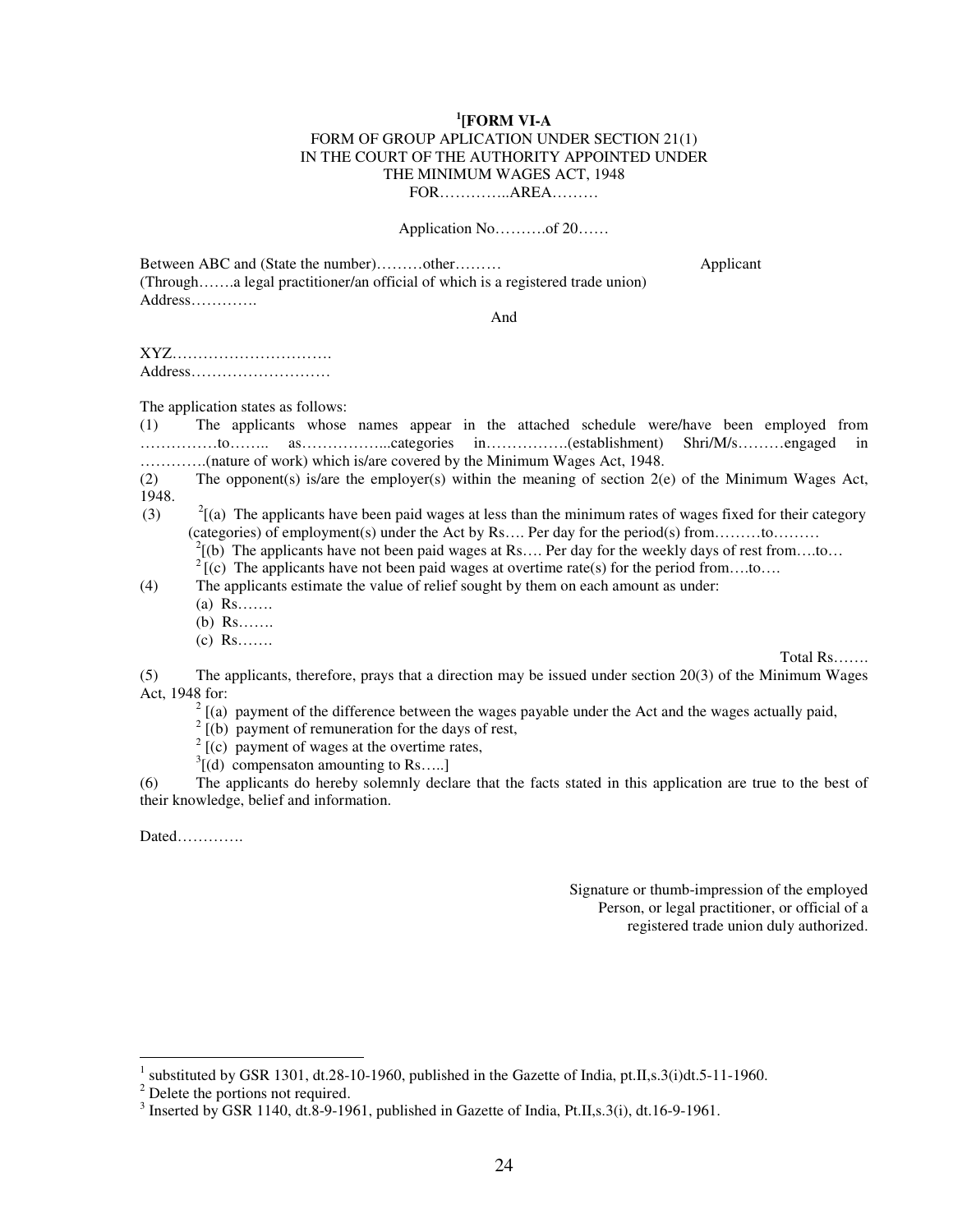## [1][FORM VI-A

FORM OF GROUP APLICATION UNDER SECTION 21(1)
IN THE COURT OF THE AUTHORITY APPOINTED UNDER
THE MINIMUM WAGES ACT, 1948
FOR…………..AREA………

Application No……….of 20……

Between ABC and (State the number)………other……… Applicant
(Through…….a legal practitioner/an official of which is a registered trade union)
Address………….

And

XYZ………………………….
Address………………………

The application states as follows:

(1) The applicants whose names appear in the attached schedule were/have been employed from ……………to…….. as……………...categories in…………….(establishment) Shri/M/s………engaged in ………….(nature of work) which is/are covered by the Minimum Wages Act, 1948.

(2) The opponent(s) is/are the employer(s) within the meaning of section 2(e) of the Minimum Wages Act, 1948.

(3) [2][(a) The applicants have been paid wages at less than the minimum rates of wages fixed for their category (categories) of employment(s) under the Act by Rs…. Per day for the period(s) from………to………

[2][(b) The applicants have not been paid wages at Rs…. Per day for the weekly days of rest from….to…

[2][(c) The applicants have not been paid wages at overtime rate(s) for the period from….to….

(4) The applicants estimate the value of relief sought by them on each amount as under:

(a) Rs…….
(b) Rs…….
(c) Rs…….

Total Rs…….

(5) The applicants, therefore, prays that a direction may be issued under section 20(3) of the Minimum Wages Act, 1948 for:

[2][(a) payment of the difference between the wages payable under the Act and the wages actually paid,

[2][(b) payment of remuneration for the days of rest,

[2][(c) payment of wages at the overtime rates,

[3][(d) compensaton amounting to Rs…..]

(6) The applicants do hereby solemnly declare that the facts stated in this application are true to the best of their knowledge, belief and information.

Dated………….

Signature or thumb-impression of the employed
Person, or legal practitioner, or official of a
registered trade union duly authorized.

---

[1] substituted by GSR 1301, dt.28-10-1960, published in the Gazette of India, pt.II,s.3(i)dt.5-11-1960.

[2] Delete the portions not required.

[3] Inserted by GSR 1140, dt.8-9-1961, published in Gazette of India, Pt.II,s.3(i), dt.16-9-1961.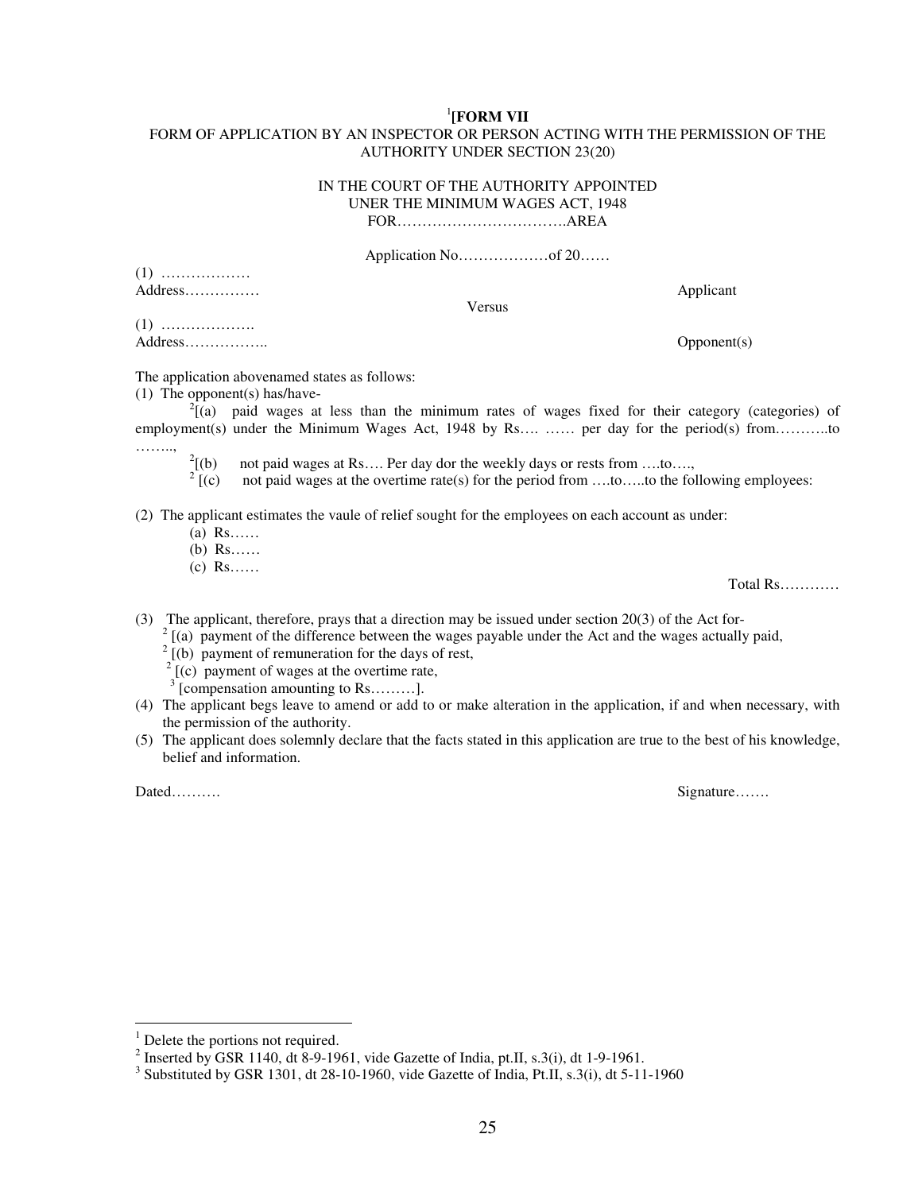# [1][FORM VII

FORM OF APPLICATION BY AN INSPECTOR OR PERSON ACTING WITH THE PERMISSION OF THE AUTHORITY UNDER SECTION 23(20)

IN THE COURT OF THE AUTHORITY APPOINTED
UNER THE MINIMUM WAGES ACT, 1948
FOR…………………………….AREA

Application No………………of 20……

(1) ………………
Address…………… Applicant

Versus

(1) ……………….
Address…………….. Opponent(s)

The application abovenamed states as follows:

(1) The opponent(s) has/have-

[2][(a) paid wages at less than the minimum rates of wages fixed for their category (categories) of employment(s) under the Minimum Wages Act, 1948 by Rs…. …… per day for the period(s) from………..to ……..,

[2][(b) not paid wages at Rs…. Per day dor the weekly days or rests from ….to….,

[2] [(c) not paid wages at the overtime rate(s) for the period from ….to…..to the following employees:

(2) The applicant estimates the vaule of relief sought for the employees on each account as under:

(a) Rs……
(b) Rs……
(c) Rs……

Total Rs…………

(3) The applicant, therefore, prays that a direction may be issued under section 20(3) of the Act for-

[2] [(a) payment of the difference between the wages payable under the Act and the wages actually paid,

[2] [(b) payment of remuneration for the days of rest,

[2] [(c) payment of wages at the overtime rate,

[3] [compensation amounting to Rs………].

(4) The applicant begs leave to amend or add to or make alteration in the application, if and when necessary, with the permission of the authority.

(5) The applicant does solemnly declare that the facts stated in this application are true to the best of his knowledge, belief and information.

Dated………. Signature…….

---

[1] Delete the portions not required.

[2] Inserted by GSR 1140, dt 8-9-1961, vide Gazette of India, pt.II, s.3(i), dt 1-9-1961.

[3] Substituted by GSR 1301, dt 28-10-1960, vide Gazette of India, Pt.II, s.3(i), dt 5-11-1960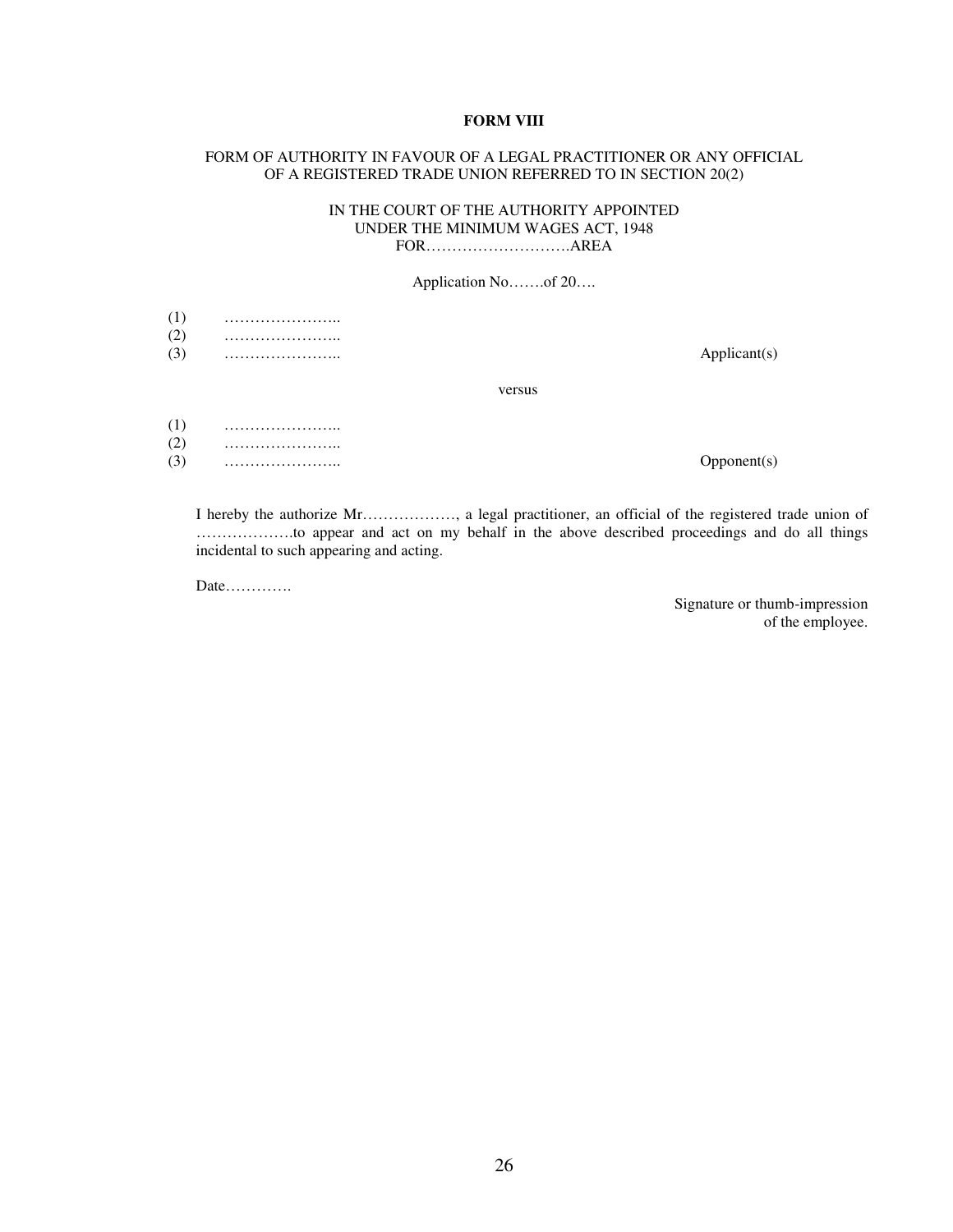**FORM VIII**

FORM OF AUTHORITY IN FAVOUR OF A LEGAL PRACTITIONER OR ANY OFFICIAL OF A REGISTERED TRADE UNION REFERRED TO IN SECTION 20(2)

IN THE COURT OF THE AUTHORITY APPOINTED
UNDER THE MINIMUM WAGES ACT, 1948
FOR……………………….AREA

Application No…….of 20….

(1) …………………..
(2) …………………..
(3) ………………….. Applicant(s)

versus

(1) …………………..
(2) …………………..
(3) ………………….. Opponent(s)

I hereby the authorize Mr………………, a legal practitioner, an official of the registered trade union of ……………….to appear and act on my behalf in the above described proceedings and do all things incidental to such appearing and acting.

Date………….

Signature or thumb-impression
of the employee.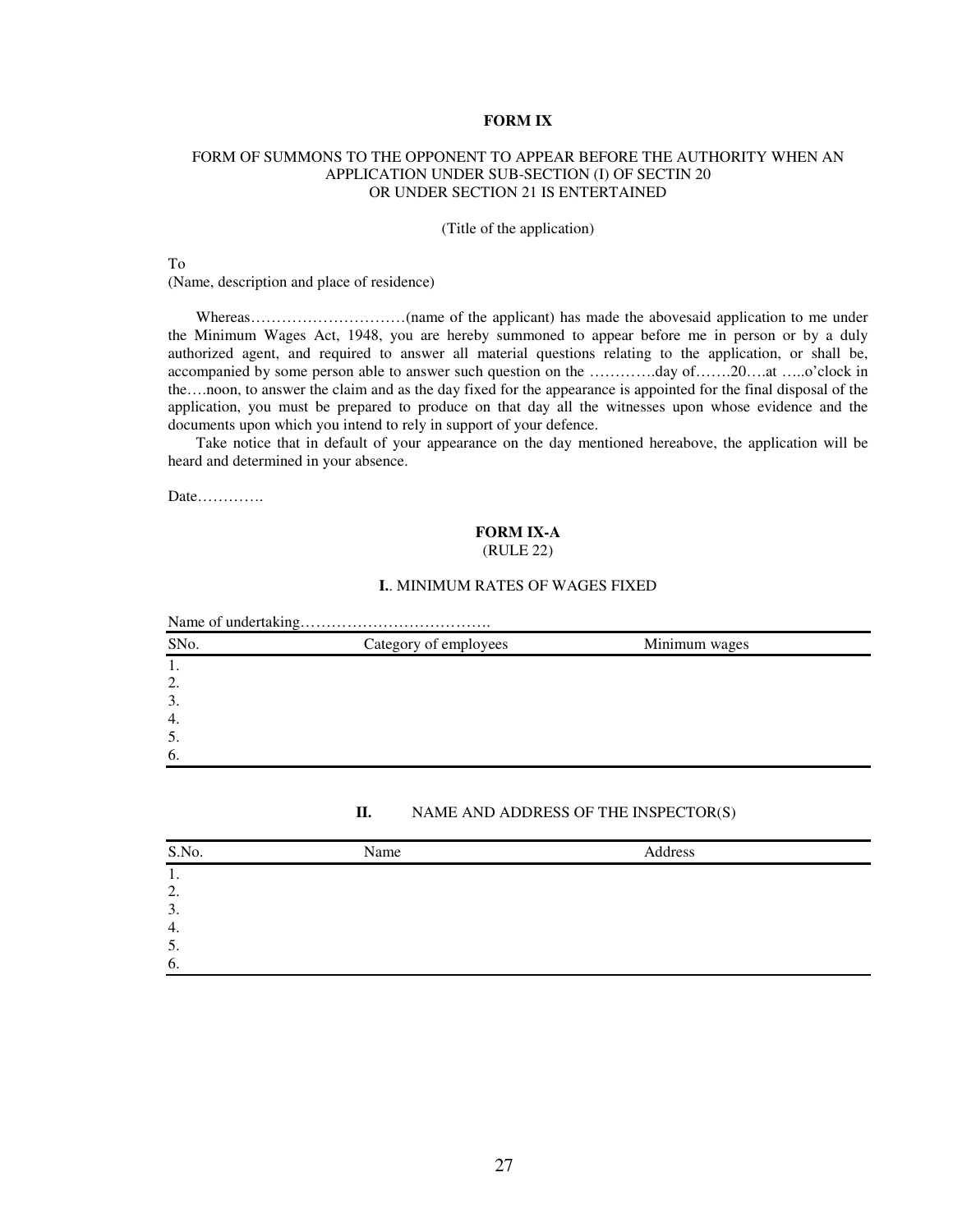**FORM IX**

FORM OF SUMMONS TO THE OPPONENT TO APPEAR BEFORE THE AUTHORITY WHEN AN APPLICATION UNDER SUB-SECTION (I) OF SECTIN 20 OR UNDER SECTION 21 IS ENTERTAINED

(Title of the application)

To
(Name, description and place of residence)

Whereas…………………………(name of the applicant) has made the abovesaid application to me under the Minimum Wages Act, 1948, you are hereby summoned to appear before me in person or by a duly authorized agent, and required to answer all material questions relating to the application, or shall be, accompanied by some person able to answer such question on the ………….day of…….20….at …..o'clock in the….noon, to answer the claim and as the day fixed for the appearance is appointed for the final disposal of the application, you must be prepared to produce on that day all the witnesses upon whose evidence and the documents upon which you intend to rely in support of your defence.

Take notice that in default of your appearance on the day mentioned hereabove, the application will be heard and determined in your absence.

Date………….

**FORM IX-A**
(RULE 22)

**I.**. MINIMUM RATES OF WAGES FIXED

Name of undertaking……………………………….

| SNo. | Category of employees | Minimum wages |
|---|---|---|
| 1. | | |
| 2. | | |
| 3. | | |
| 4. | | |
| 5. | | |
| 6. | | |

**II.** NAME AND ADDRESS OF THE INSPECTOR(S)

| S.No. | Name | Address |
|---|---|---|
| 1. | | |
| 2. | | |
| 3. | | |
| 4. | | |
| 5. | | |
| 6. | | |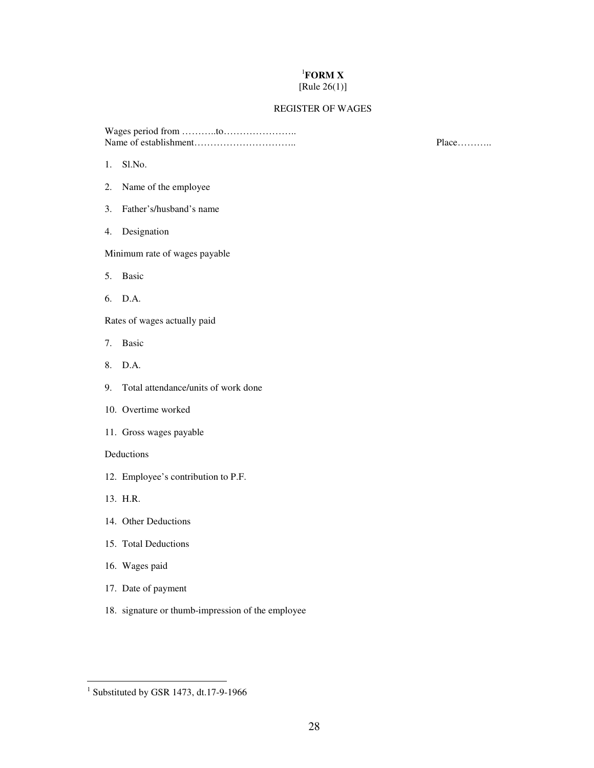# [1]FORM X

[Rule 26(1)]

REGISTER OF WAGES

Wages period from ………..to…………………..
Name of establishment………………………….. Place………..

1. Sl.No.
2. Name of the employee
3. Father's/husband's name
4. Designation

Minimum rate of wages payable

5. Basic
6. D.A.

Rates of wages actually paid

7. Basic
8. D.A.
9. Total attendance/units of work done
10. Overtime worked
11. Gross wages payable

Deductions

12. Employee's contribution to P.F.
13. H.R.
14. Other Deductions
15. Total Deductions
16. Wages paid
17. Date of payment
18. signature or thumb-impression of the employee

---

[1] Substituted by GSR 1473, dt.17-9-1966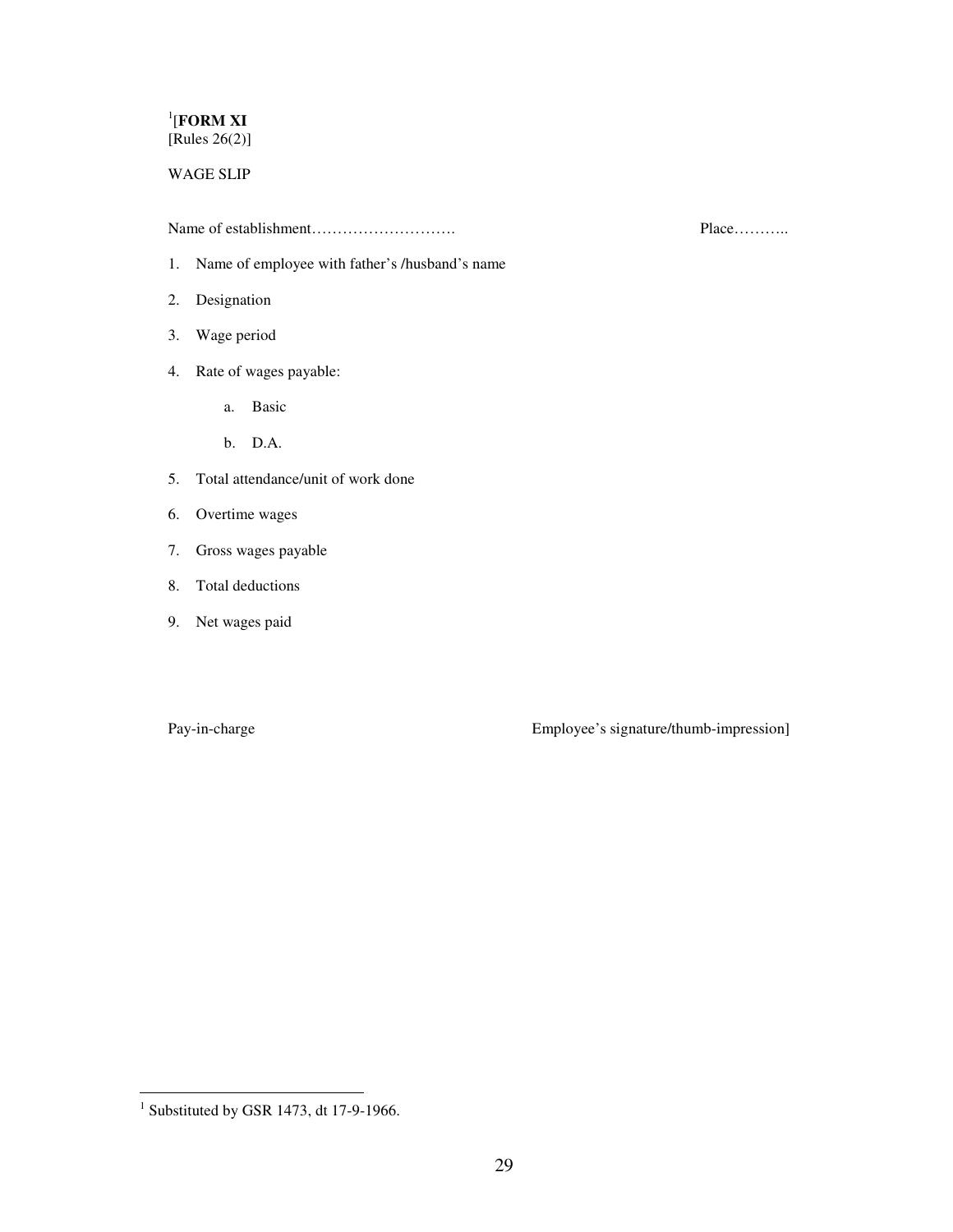[1][**FORM XI**
[Rules 26(2)]

WAGE SLIP

Name of establishment………………………. Place………..

1. Name of employee with father's /husband's name
2. Designation
3. Wage period
4. Rate of wages payable:
   a. Basic
   b. D.A.
5. Total attendance/unit of work done
6. Overtime wages
7. Gross wages payable
8. Total deductions
9. Net wages paid

Pay-in-charge Employee's signature/thumb-impression]

---

[1] Substituted by GSR 1473, dt 17-9-1966.